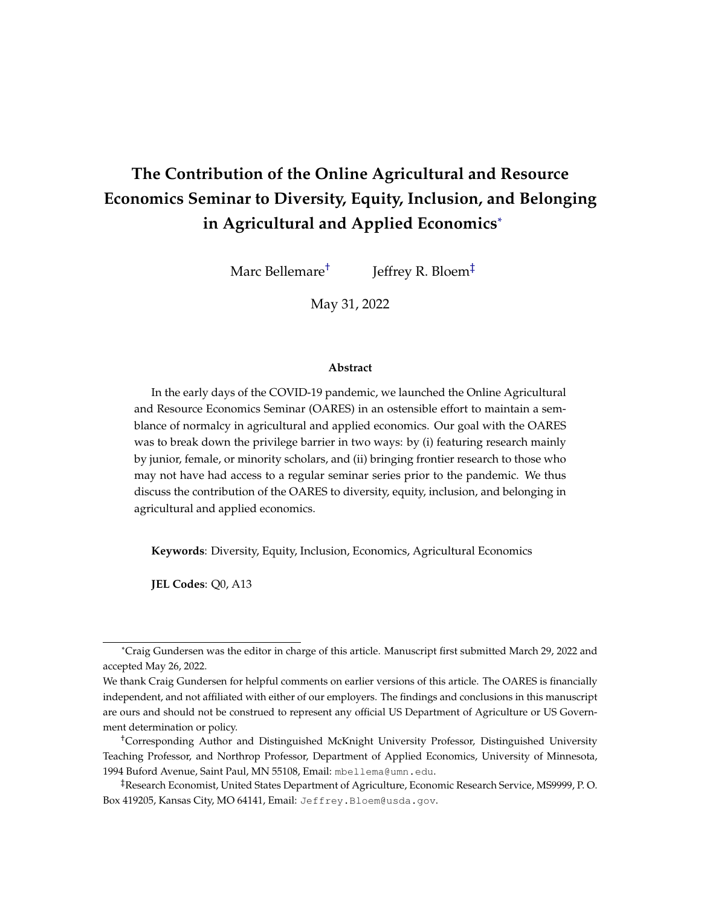# The Contribution of the Online Agricultural and Resource Economics Seminar to Diversity, Equity, Inclusion, and Belonging in Agricultural and Applied Economics[*]

Marc Bellemare[†] Jeffrey R. Bloem[‡]

May 31, 2022

### Abstract

In the early days of the COVID-19 pandemic, we launched the Online Agricultural and Resource Economics Seminar (OARES) in an ostensible effort to maintain a semblance of normalcy in agricultural and applied economics. Our goal with the OARES was to break down the privilege barrier in two ways: by (i) featuring research mainly by junior, female, or minority scholars, and (ii) bringing frontier research to those who may not have had access to a regular seminar series prior to the pandemic. We thus discuss the contribution of the OARES to diversity, equity, inclusion, and belonging in agricultural and applied economics.

**Keywords**: Diversity, Equity, Inclusion, Economics, Agricultural Economics

**JEL Codes**: Q0, A13

---

[*] Craig Gundersen was the editor in charge of this article. Manuscript first submitted March 29, 2022 and accepted May 26, 2022.

We thank Craig Gundersen for helpful comments on earlier versions of this article. The OARES is financially independent, and not affiliated with either of our employers. The findings and conclusions in this manuscript are ours and should not be construed to represent any official US Department of Agriculture or US Government determination or policy.

[†] Corresponding Author and Distinguished McKnight University Professor, Distinguished University Teaching Professor, and Northrop Professor, Department of Applied Economics, University of Minnesota, 1994 Buford Avenue, Saint Paul, MN 55108, Email: mbellema@umn.edu.

[‡] Research Economist, United States Department of Agriculture, Economic Research Service, MS9999, P. O. Box 419205, Kansas City, MO 64141, Email: Jeffrey.Bloem@usda.gov.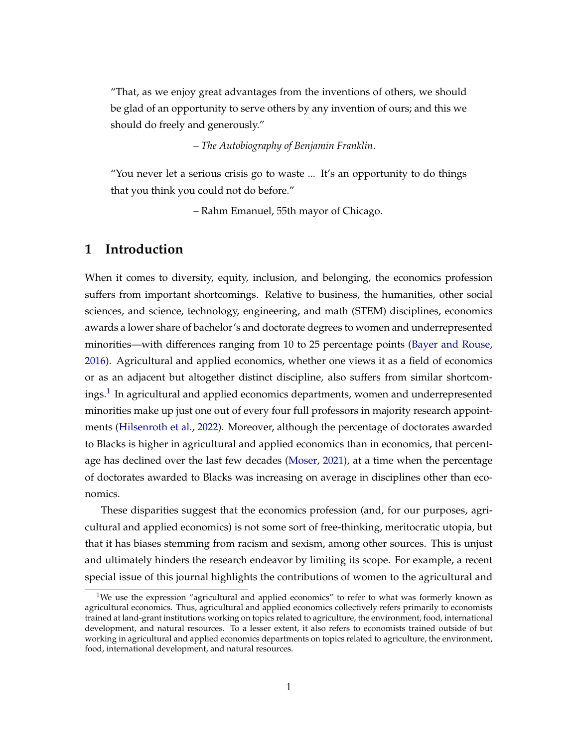"That, as we enjoy great advantages from the inventions of others, we should be glad of an opportunity to serve others by any invention of ours; and this we should do freely and generously."

– *The Autobiography of Benjamin Franklin*.

"You never let a serious crisis go to waste ... It's an opportunity to do things that you think you could not do before."

– Rahm Emanuel, 55th mayor of Chicago.

# 1 Introduction

When it comes to diversity, equity, inclusion, and belonging, the economics profession suffers from important shortcomings. Relative to business, the humanities, other social sciences, and science, technology, engineering, and math (STEM) disciplines, economics awards a lower share of bachelor's and doctorate degrees to women and underrepresented minorities—with differences ranging from 10 to 25 percentage points (Bayer and Rouse, 2016). Agricultural and applied economics, whether one views it as a field of economics or as an adjacent but altogether distinct discipline, also suffers from similar shortcomings.[1] In agricultural and applied economics departments, women and underrepresented minorities make up just one out of every four full professors in majority research appointments (Hilsenroth et al., 2022). Moreover, although the percentage of doctorates awarded to Blacks is higher in agricultural and applied economics than in economics, that percentage has declined over the last few decades (Moser, 2021), at a time when the percentage of doctorates awarded to Blacks was increasing on average in disciplines other than economics.

These disparities suggest that the economics profession (and, for our purposes, agricultural and applied economics) is not some sort of free-thinking, meritocratic utopia, but that it has biases stemming from racism and sexism, among other sources. This is unjust and ultimately hinders the research endeavor by limiting its scope. For example, a recent special issue of this journal highlights the contributions of women to the agricultural and

[1] We use the expression "agricultural and applied economics" to refer to what was formerly known as agricultural economics. Thus, agricultural and applied economics collectively refers primarily to economists trained at land-grant institutions working on topics related to agriculture, the environment, food, international development, and natural resources. To a lesser extent, it also refers to economists trained outside of but working in agricultural and applied economics departments on topics related to agriculture, the environment, food, international development, and natural resources.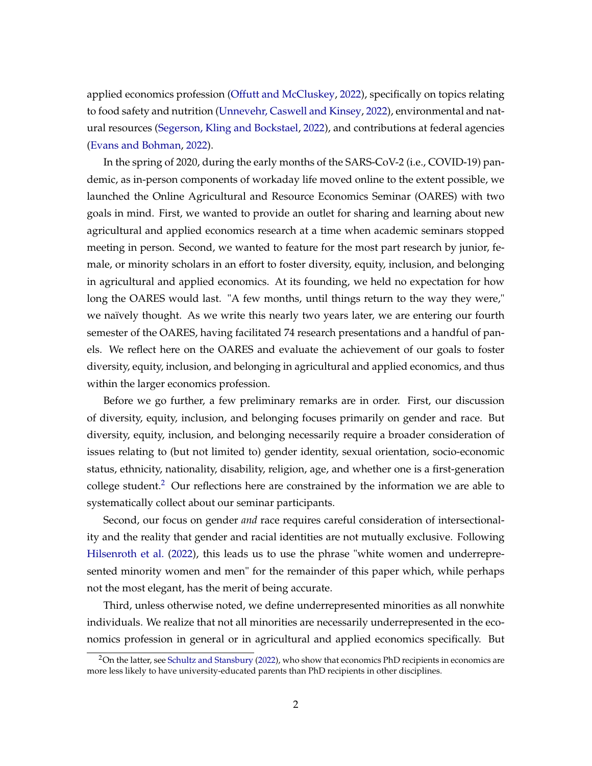applied economics profession (Offutt and McCluskey, 2022), specifically on topics relating to food safety and nutrition (Unnevehr, Caswell and Kinsey, 2022), environmental and natural resources (Segerson, Kling and Bockstael, 2022), and contributions at federal agencies (Evans and Bohman, 2022).

In the spring of 2020, during the early months of the SARS-CoV-2 (i.e., COVID-19) pandemic, as in-person components of workaday life moved online to the extent possible, we launched the Online Agricultural and Resource Economics Seminar (OARES) with two goals in mind. First, we wanted to provide an outlet for sharing and learning about new agricultural and applied economics research at a time when academic seminars stopped meeting in person. Second, we wanted to feature for the most part research by junior, female, or minority scholars in an effort to foster diversity, equity, inclusion, and belonging in agricultural and applied economics. At its founding, we held no expectation for how long the OARES would last. "A few months, until things return to the way they were," we naïvely thought. As we write this nearly two years later, we are entering our fourth semester of the OARES, having facilitated 74 research presentations and a handful of panels. We reflect here on the OARES and evaluate the achievement of our goals to foster diversity, equity, inclusion, and belonging in agricultural and applied economics, and thus within the larger economics profession.

Before we go further, a few preliminary remarks are in order. First, our discussion of diversity, equity, inclusion, and belonging focuses primarily on gender and race. But diversity, equity, inclusion, and belonging necessarily require a broader consideration of issues relating to (but not limited to) gender identity, sexual orientation, socio-economic status, ethnicity, nationality, disability, religion, age, and whether one is a first-generation college student.[2] Our reflections here are constrained by the information we are able to systematically collect about our seminar participants.

Second, our focus on gender *and* race requires careful consideration of intersectionality and the reality that gender and racial identities are not mutually exclusive. Following Hilsenroth et al. (2022), this leads us to use the phrase "white women and underrepresented minority women and men" for the remainder of this paper which, while perhaps not the most elegant, has the merit of being accurate.

Third, unless otherwise noted, we define underrepresented minorities as all nonwhite individuals. We realize that not all minorities are necessarily underrepresented in the economics profession in general or in agricultural and applied economics specifically. But

[2] On the latter, see Schultz and Stansbury (2022), who show that economics PhD recipients in economics are more less likely to have university-educated parents than PhD recipients in other disciplines.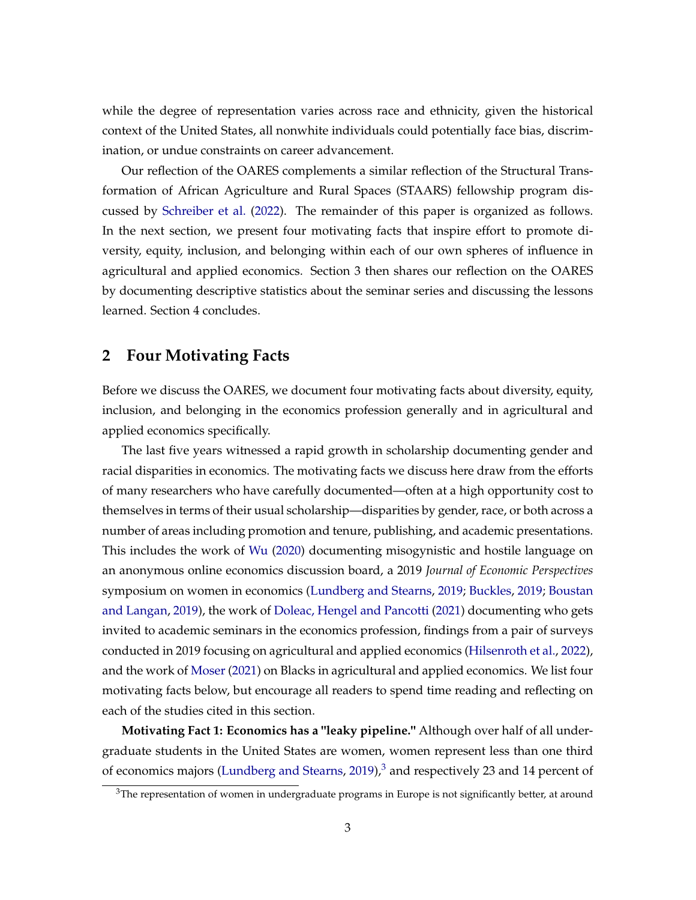while the degree of representation varies across race and ethnicity, given the historical context of the United States, all nonwhite individuals could potentially face bias, discrimination, or undue constraints on career advancement.

Our reflection of the OARES complements a similar reflection of the Structural Transformation of African Agriculture and Rural Spaces (STAARS) fellowship program discussed by Schreiber et al. (2022). The remainder of this paper is organized as follows. In the next section, we present four motivating facts that inspire effort to promote diversity, equity, inclusion, and belonging within each of our own spheres of influence in agricultural and applied economics. Section 3 then shares our reflection on the OARES by documenting descriptive statistics about the seminar series and discussing the lessons learned. Section 4 concludes.

## 2 Four Motivating Facts

Before we discuss the OARES, we document four motivating facts about diversity, equity, inclusion, and belonging in the economics profession generally and in agricultural and applied economics specifically.

The last five years witnessed a rapid growth in scholarship documenting gender and racial disparities in economics. The motivating facts we discuss here draw from the efforts of many researchers who have carefully documented—often at a high opportunity cost to themselves in terms of their usual scholarship—disparities by gender, race, or both across a number of areas including promotion and tenure, publishing, and academic presentations. This includes the work of Wu (2020) documenting misogynistic and hostile language on an anonymous online economics discussion board, a 2019 *Journal of Economic Perspectives* symposium on women in economics (Lundberg and Stearns, 2019; Buckles, 2019; Boustan and Langan, 2019), the work of Doleac, Hengel and Pancotti (2021) documenting who gets invited to academic seminars in the economics profession, findings from a pair of surveys conducted in 2019 focusing on agricultural and applied economics (Hilsenroth et al., 2022), and the work of Moser (2021) on Blacks in agricultural and applied economics. We list four motivating facts below, but encourage all readers to spend time reading and reflecting on each of the studies cited in this section.

**Motivating Fact 1: Economics has a "leaky pipeline."** Although over half of all undergraduate students in the United States are women, women represent less than one third of economics majors (Lundberg and Stearns, 2019),[3] and respectively 23 and 14 percent of

[3] The representation of women in undergraduate programs in Europe is not significantly better, at around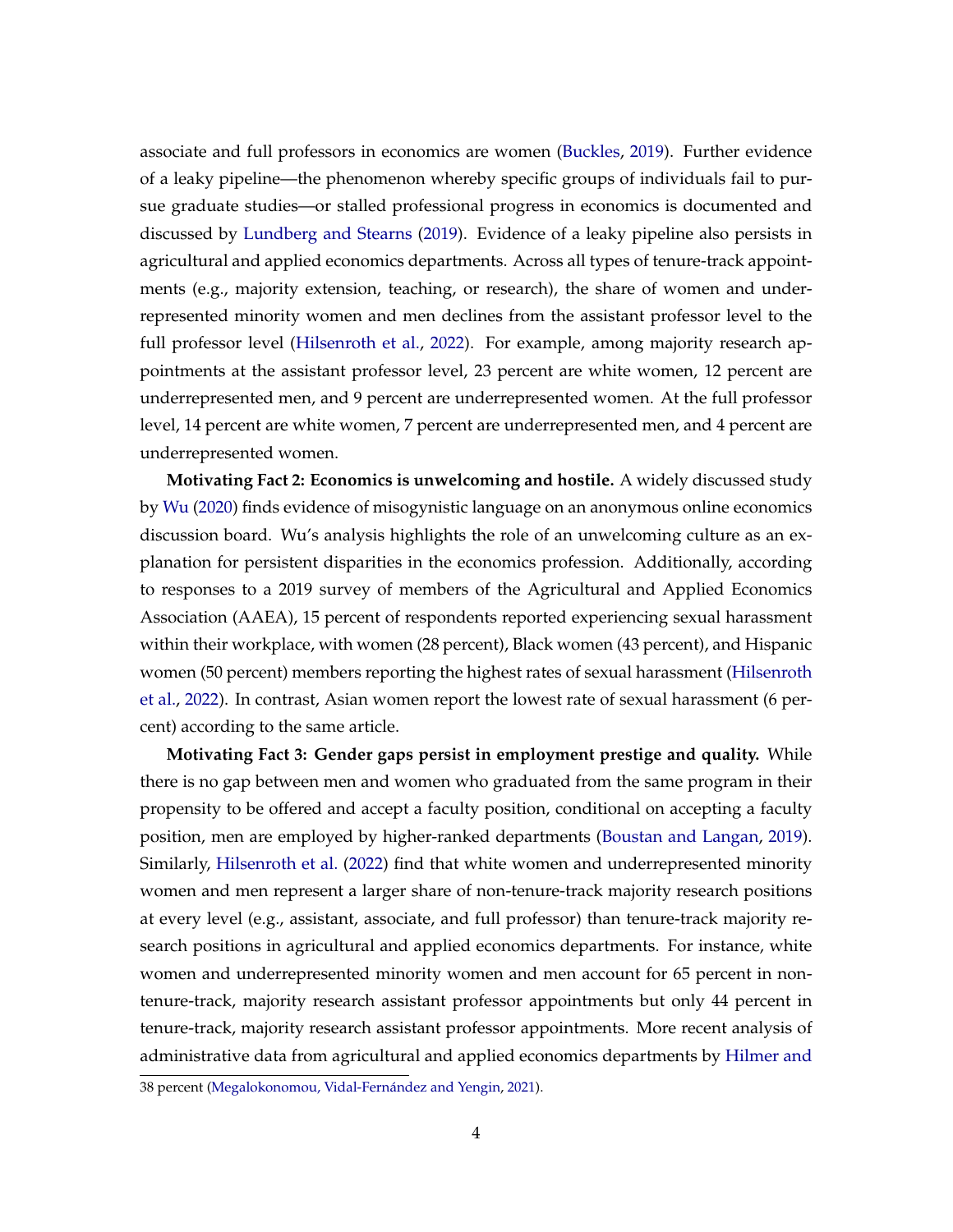associate and full professors in economics are women (Buckles, 2019). Further evidence of a leaky pipeline—the phenomenon whereby specific groups of individuals fail to pursue graduate studies—or stalled professional progress in economics is documented and discussed by Lundberg and Stearns (2019). Evidence of a leaky pipeline also persists in agricultural and applied economics departments. Across all types of tenure-track appointments (e.g., majority extension, teaching, or research), the share of women and underrepresented minority women and men declines from the assistant professor level to the full professor level (Hilsenroth et al., 2022). For example, among majority research appointments at the assistant professor level, 23 percent are white women, 12 percent are underrepresented men, and 9 percent are underrepresented women. At the full professor level, 14 percent are white women, 7 percent are underrepresented men, and 4 percent are underrepresented women.

**Motivating Fact 2: Economics is unwelcoming and hostile.** A widely discussed study by Wu (2020) finds evidence of misogynistic language on an anonymous online economics discussion board. Wu's analysis highlights the role of an unwelcoming culture as an explanation for persistent disparities in the economics profession. Additionally, according to responses to a 2019 survey of members of the Agricultural and Applied Economics Association (AAEA), 15 percent of respondents reported experiencing sexual harassment within their workplace, with women (28 percent), Black women (43 percent), and Hispanic women (50 percent) members reporting the highest rates of sexual harassment (Hilsenroth et al., 2022). In contrast, Asian women report the lowest rate of sexual harassment (6 percent) according to the same article.

**Motivating Fact 3: Gender gaps persist in employment prestige and quality.** While there is no gap between men and women who graduated from the same program in their propensity to be offered and accept a faculty position, conditional on accepting a faculty position, men are employed by higher-ranked departments (Boustan and Langan, 2019). Similarly, Hilsenroth et al. (2022) find that white women and underrepresented minority women and men represent a larger share of non-tenure-track majority research positions at every level (e.g., assistant, associate, and full professor) than tenure-track majority research positions in agricultural and applied economics departments. For instance, white women and underrepresented minority women and men account for 65 percent in non-tenure-track, majority research assistant professor appointments but only 44 percent in tenure-track, majority research assistant professor appointments. More recent analysis of administrative data from agricultural and applied economics departments by Hilmer and

---

38 percent (Megalokonomou, Vidal-Fernández and Yengin, 2021).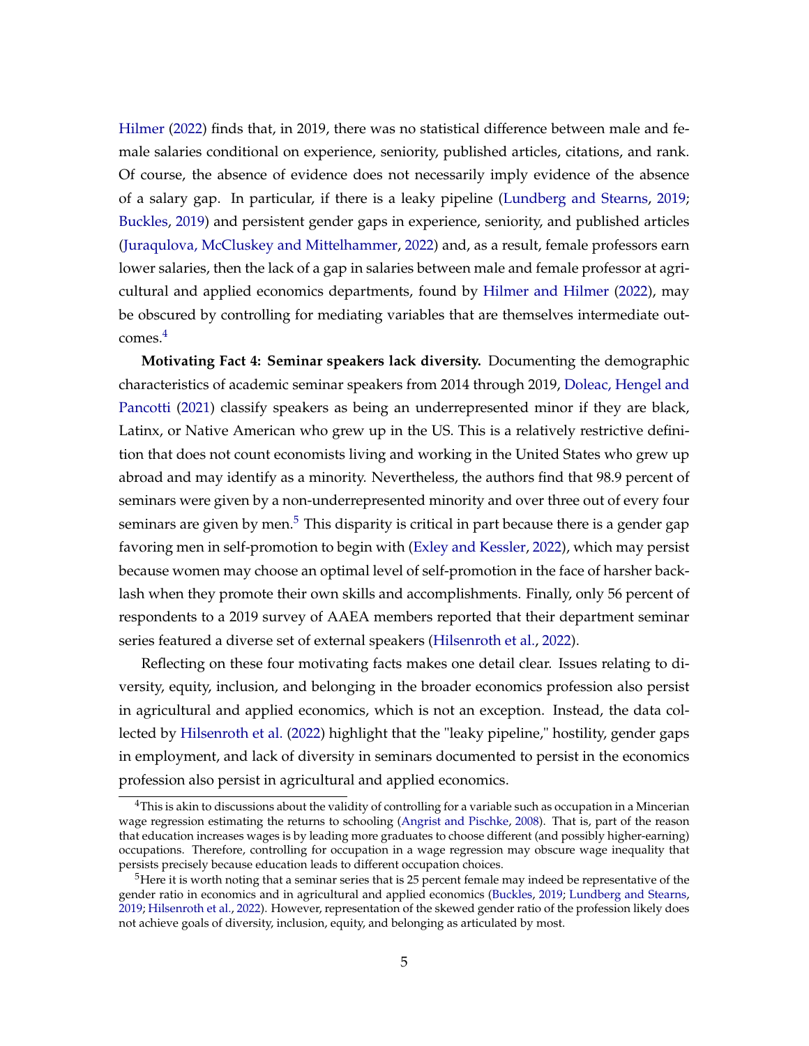Hilmer (2022) finds that, in 2019, there was no statistical difference between male and female salaries conditional on experience, seniority, published articles, citations, and rank. Of course, the absence of evidence does not necessarily imply evidence of the absence of a salary gap. In particular, if there is a leaky pipeline (Lundberg and Stearns, 2019; Buckles, 2019) and persistent gender gaps in experience, seniority, and published articles (Juraqulova, McCluskey and Mittelhammer, 2022) and, as a result, female professors earn lower salaries, then the lack of a gap in salaries between male and female professor at agricultural and applied economics departments, found by Hilmer and Hilmer (2022), may be obscured by controlling for mediating variables that are themselves intermediate outcomes.[4]

**Motivating Fact 4: Seminar speakers lack diversity.** Documenting the demographic characteristics of academic seminar speakers from 2014 through 2019, Doleac, Hengel and Pancotti (2021) classify speakers as being an underrepresented minor if they are black, Latinx, or Native American who grew up in the US. This is a relatively restrictive definition that does not count economists living and working in the United States who grew up abroad and may identify as a minority. Nevertheless, the authors find that 98.9 percent of seminars were given by a non-underrepresented minority and over three out of every four seminars are given by men.[5] This disparity is critical in part because there is a gender gap favoring men in self-promotion to begin with (Exley and Kessler, 2022), which may persist because women may choose an optimal level of self-promotion in the face of harsher backlash when they promote their own skills and accomplishments. Finally, only 56 percent of respondents to a 2019 survey of AAEA members reported that their department seminar series featured a diverse set of external speakers (Hilsenroth et al., 2022).

Reflecting on these four motivating facts makes one detail clear. Issues relating to diversity, equity, inclusion, and belonging in the broader economics profession also persist in agricultural and applied economics, which is not an exception. Instead, the data collected by Hilsenroth et al. (2022) highlight that the "leaky pipeline," hostility, gender gaps in employment, and lack of diversity in seminars documented to persist in the economics profession also persist in agricultural and applied economics.

[4] This is akin to discussions about the validity of controlling for a variable such as occupation in a Mincerian wage regression estimating the returns to schooling (Angrist and Pischke, 2008). That is, part of the reason that education increases wages is by leading more graduates to choose different (and possibly higher-earning) occupations. Therefore, controlling for occupation in a wage regression may obscure wage inequality that persists precisely because education leads to different occupation choices.

[5] Here it is worth noting that a seminar series that is 25 percent female may indeed be representative of the gender ratio in economics and in agricultural and applied economics (Buckles, 2019; Lundberg and Stearns, 2019; Hilsenroth et al., 2022). However, representation of the skewed gender ratio of the profession likely does not achieve goals of diversity, inclusion, equity, and belonging as articulated by most.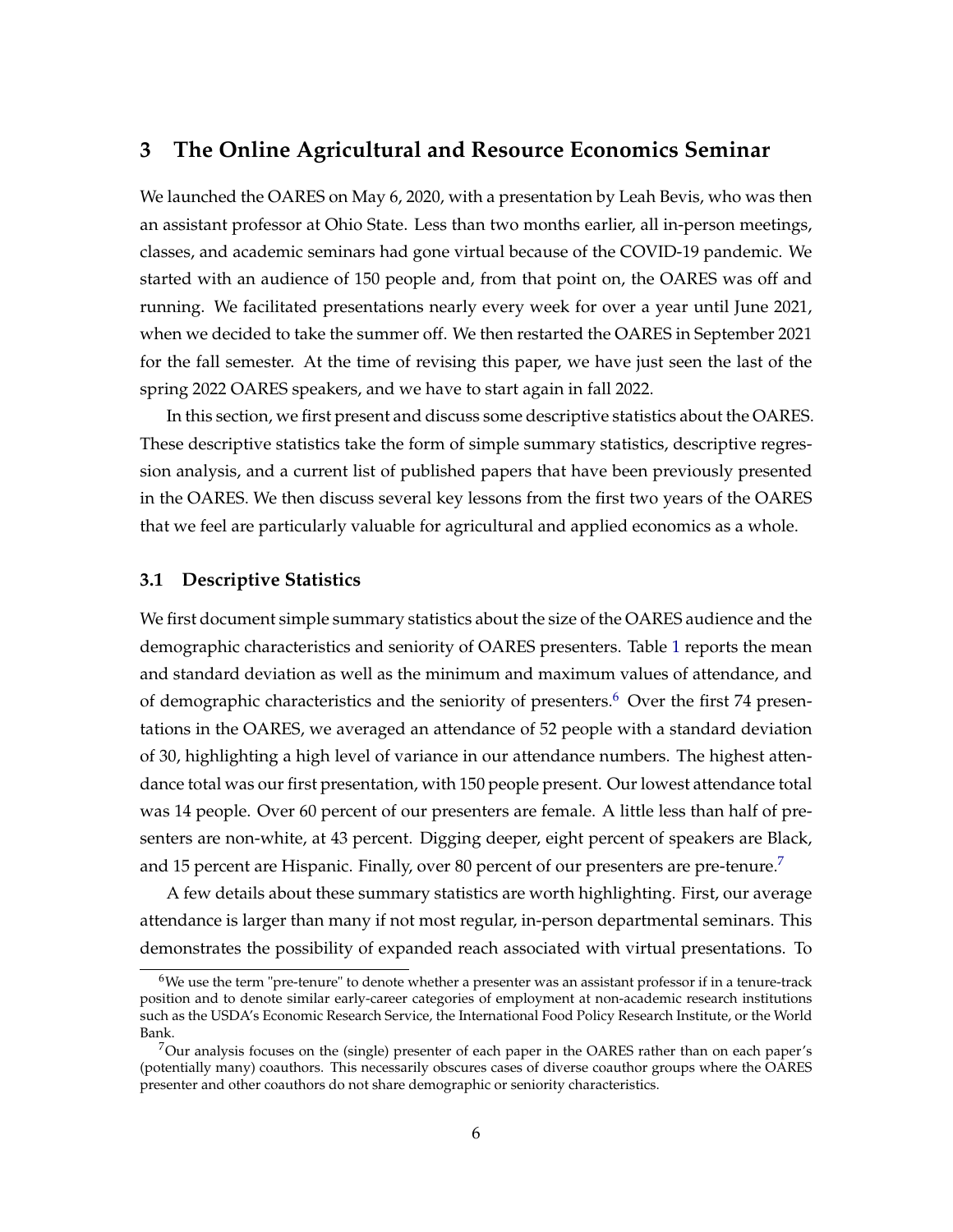## 3 The Online Agricultural and Resource Economics Seminar

We launched the OARES on May 6, 2020, with a presentation by Leah Bevis, who was then an assistant professor at Ohio State. Less than two months earlier, all in-person meetings, classes, and academic seminars had gone virtual because of the COVID-19 pandemic. We started with an audience of 150 people and, from that point on, the OARES was off and running. We facilitated presentations nearly every week for over a year until June 2021, when we decided to take the summer off. We then restarted the OARES in September 2021 for the fall semester. At the time of revising this paper, we have just seen the last of the spring 2022 OARES speakers, and we have to start again in fall 2022.

In this section, we first present and discuss some descriptive statistics about the OARES. These descriptive statistics take the form of simple summary statistics, descriptive regression analysis, and a current list of published papers that have been previously presented in the OARES. We then discuss several key lessons from the first two years of the OARES that we feel are particularly valuable for agricultural and applied economics as a whole.

### 3.1 Descriptive Statistics

We first document simple summary statistics about the size of the OARES audience and the demographic characteristics and seniority of OARES presenters. Table 1 reports the mean and standard deviation as well as the minimum and maximum values of attendance, and of demographic characteristics and the seniority of presenters.[6] Over the first 74 presentations in the OARES, we averaged an attendance of 52 people with a standard deviation of 30, highlighting a high level of variance in our attendance numbers. The highest attendance total was our first presentation, with 150 people present. Our lowest attendance total was 14 people. Over 60 percent of our presenters are female. A little less than half of presenters are non-white, at 43 percent. Digging deeper, eight percent of speakers are Black, and 15 percent are Hispanic. Finally, over 80 percent of our presenters are pre-tenure.[7]

A few details about these summary statistics are worth highlighting. First, our average attendance is larger than many if not most regular, in-person departmental seminars. This demonstrates the possibility of expanded reach associated with virtual presentations. To

---

[6] We use the term "pre-tenure" to denote whether a presenter was an assistant professor if in a tenure-track position and to denote similar early-career categories of employment at non-academic research institutions such as the USDA's Economic Research Service, the International Food Policy Research Institute, or the World Bank.

[7] Our analysis focuses on the (single) presenter of each paper in the OARES rather than on each paper's (potentially many) coauthors. This necessarily obscures cases of diverse coauthor groups where the OARES presenter and other coauthors do not share demographic or seniority characteristics.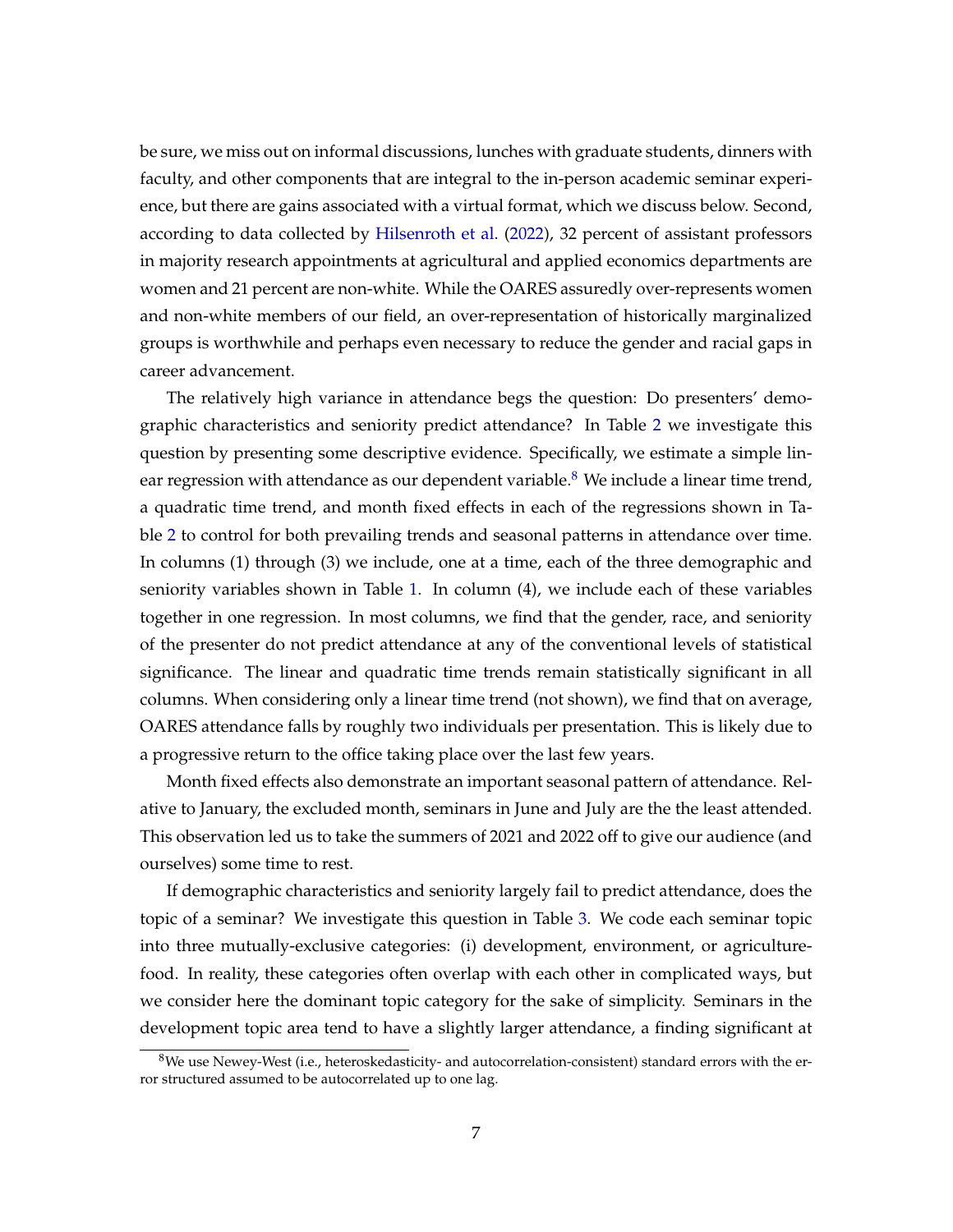be sure, we miss out on informal discussions, lunches with graduate students, dinners with faculty, and other components that are integral to the in-person academic seminar experience, but there are gains associated with a virtual format, which we discuss below. Second, according to data collected by Hilsenroth et al. (2022), 32 percent of assistant professors in majority research appointments at agricultural and applied economics departments are women and 21 percent are non-white. While the OARES assuredly over-represents women and non-white members of our field, an over-representation of historically marginalized groups is worthwhile and perhaps even necessary to reduce the gender and racial gaps in career advancement.

The relatively high variance in attendance begs the question: Do presenters' demographic characteristics and seniority predict attendance? In Table 2 we investigate this question by presenting some descriptive evidence. Specifically, we estimate a simple linear regression with attendance as our dependent variable.[8] We include a linear time trend, a quadratic time trend, and month fixed effects in each of the regressions shown in Table 2 to control for both prevailing trends and seasonal patterns in attendance over time. In columns (1) through (3) we include, one at a time, each of the three demographic and seniority variables shown in Table 1. In column (4), we include each of these variables together in one regression. In most columns, we find that the gender, race, and seniority of the presenter do not predict attendance at any of the conventional levels of statistical significance. The linear and quadratic time trends remain statistically significant in all columns. When considering only a linear time trend (not shown), we find that on average, OARES attendance falls by roughly two individuals per presentation. This is likely due to a progressive return to the office taking place over the last few years.

Month fixed effects also demonstrate an important seasonal pattern of attendance. Relative to January, the excluded month, seminars in June and July are the the least attended. This observation led us to take the summers of 2021 and 2022 off to give our audience (and ourselves) some time to rest.

If demographic characteristics and seniority largely fail to predict attendance, does the topic of a seminar? We investigate this question in Table 3. We code each seminar topic into three mutually-exclusive categories: (i) development, environment, or agriculture-food. In reality, these categories often overlap with each other in complicated ways, but we consider here the dominant topic category for the sake of simplicity. Seminars in the development topic area tend to have a slightly larger attendance, a finding significant at

[8] We use Newey-West (i.e., heteroskedasticity- and autocorrelation-consistent) standard errors with the error structured assumed to be autocorrelated up to one lag.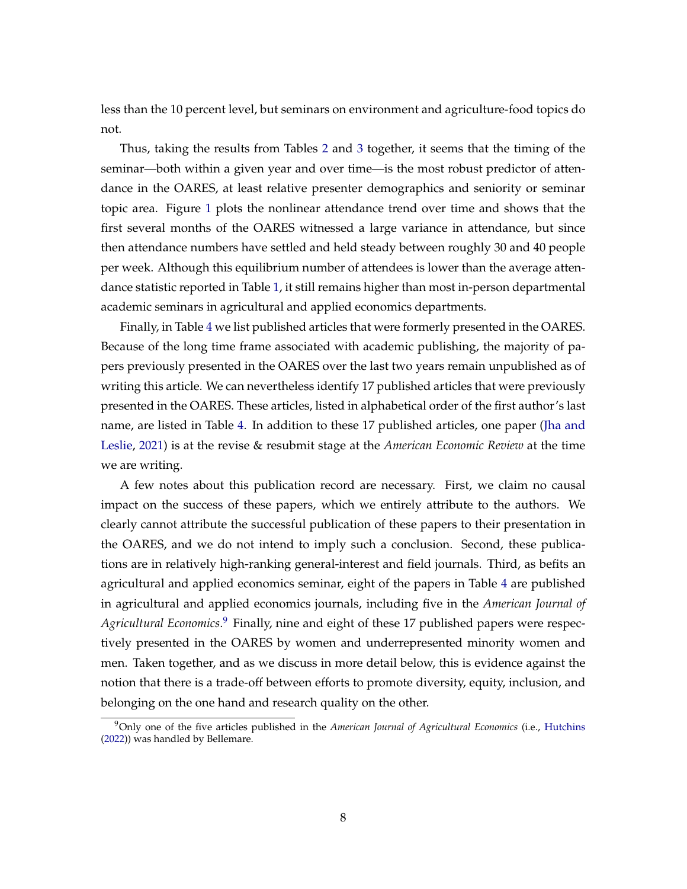less than the 10 percent level, but seminars on environment and agriculture-food topics do not.

Thus, taking the results from Tables 2 and 3 together, it seems that the timing of the seminar—both within a given year and over time—is the most robust predictor of attendance in the OARES, at least relative presenter demographics and seniority or seminar topic area. Figure 1 plots the nonlinear attendance trend over time and shows that the first several months of the OARES witnessed a large variance in attendance, but since then attendance numbers have settled and held steady between roughly 30 and 40 people per week. Although this equilibrium number of attendees is lower than the average attendance statistic reported in Table 1, it still remains higher than most in-person departmental academic seminars in agricultural and applied economics departments.

Finally, in Table 4 we list published articles that were formerly presented in the OARES. Because of the long time frame associated with academic publishing, the majority of papers previously presented in the OARES over the last two years remain unpublished as of writing this article. We can nevertheless identify 17 published articles that were previously presented in the OARES. These articles, listed in alphabetical order of the first author's last name, are listed in Table 4. In addition to these 17 published articles, one paper (Jha and Leslie, 2021) is at the revise & resubmit stage at the *American Economic Review* at the time we are writing.

A few notes about this publication record are necessary. First, we claim no causal impact on the success of these papers, which we entirely attribute to the authors. We clearly cannot attribute the successful publication of these papers to their presentation in the OARES, and we do not intend to imply such a conclusion. Second, these publications are in relatively high-ranking general-interest and field journals. Third, as befits an agricultural and applied economics seminar, eight of the papers in Table 4 are published in agricultural and applied economics journals, including five in the *American Journal of Agricultural Economics*.[9] Finally, nine and eight of these 17 published papers were respectively presented in the OARES by women and underrepresented minority women and men. Taken together, and as we discuss in more detail below, this is evidence against the notion that there is a trade-off between efforts to promote diversity, equity, inclusion, and belonging on the one hand and research quality on the other.

[9] Only one of the five articles published in the *American Journal of Agricultural Economics* (i.e., Hutchins (2022)) was handled by Bellemare.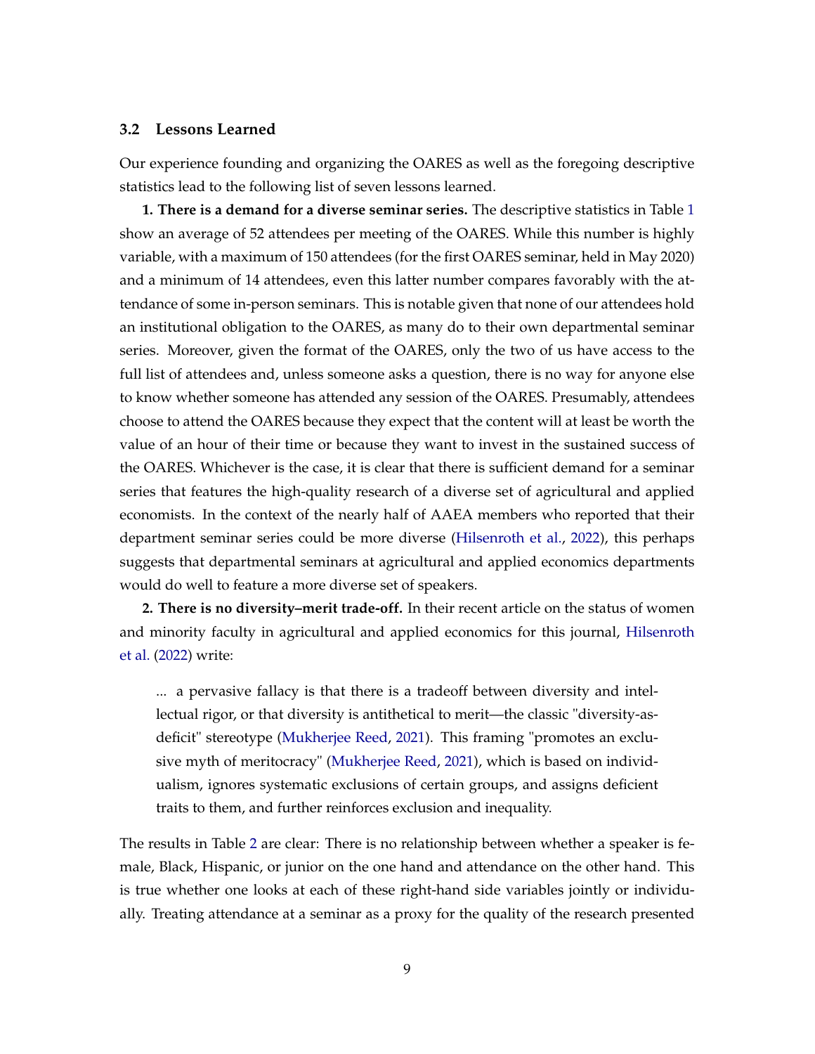### 3.2 Lessons Learned

Our experience founding and organizing the OARES as well as the foregoing descriptive statistics lead to the following list of seven lessons learned.

**1. There is a demand for a diverse seminar series.** The descriptive statistics in Table 1 show an average of 52 attendees per meeting of the OARES. While this number is highly variable, with a maximum of 150 attendees (for the first OARES seminar, held in May 2020) and a minimum of 14 attendees, even this latter number compares favorably with the attendance of some in-person seminars. This is notable given that none of our attendees hold an institutional obligation to the OARES, as many do to their own departmental seminar series. Moreover, given the format of the OARES, only the two of us have access to the full list of attendees and, unless someone asks a question, there is no way for anyone else to know whether someone has attended any session of the OARES. Presumably, attendees choose to attend the OARES because they expect that the content will at least be worth the value of an hour of their time or because they want to invest in the sustained success of the OARES. Whichever is the case, it is clear that there is sufficient demand for a seminar series that features the high-quality research of a diverse set of agricultural and applied economists. In the context of the nearly half of AAEA members who reported that their department seminar series could be more diverse (Hilsenroth et al., 2022), this perhaps suggests that departmental seminars at agricultural and applied economics departments would do well to feature a more diverse set of speakers.

**2. There is no diversity–merit trade-off.** In their recent article on the status of women and minority faculty in agricultural and applied economics for this journal, Hilsenroth et al. (2022) write:

> ... a pervasive fallacy is that there is a tradeoff between diversity and intellectual rigor, or that diversity is antithetical to merit—the classic "diversity-as-deficit" stereotype (Mukherjee Reed, 2021). This framing "promotes an exclusive myth of meritocracy" (Mukherjee Reed, 2021), which is based on individualism, ignores systematic exclusions of certain groups, and assigns deficient traits to them, and further reinforces exclusion and inequality.

The results in Table 2 are clear: There is no relationship between whether a speaker is female, Black, Hispanic, or junior on the one hand and attendance on the other hand. This is true whether one looks at each of these right-hand side variables jointly or individually. Treating attendance at a seminar as a proxy for the quality of the research presented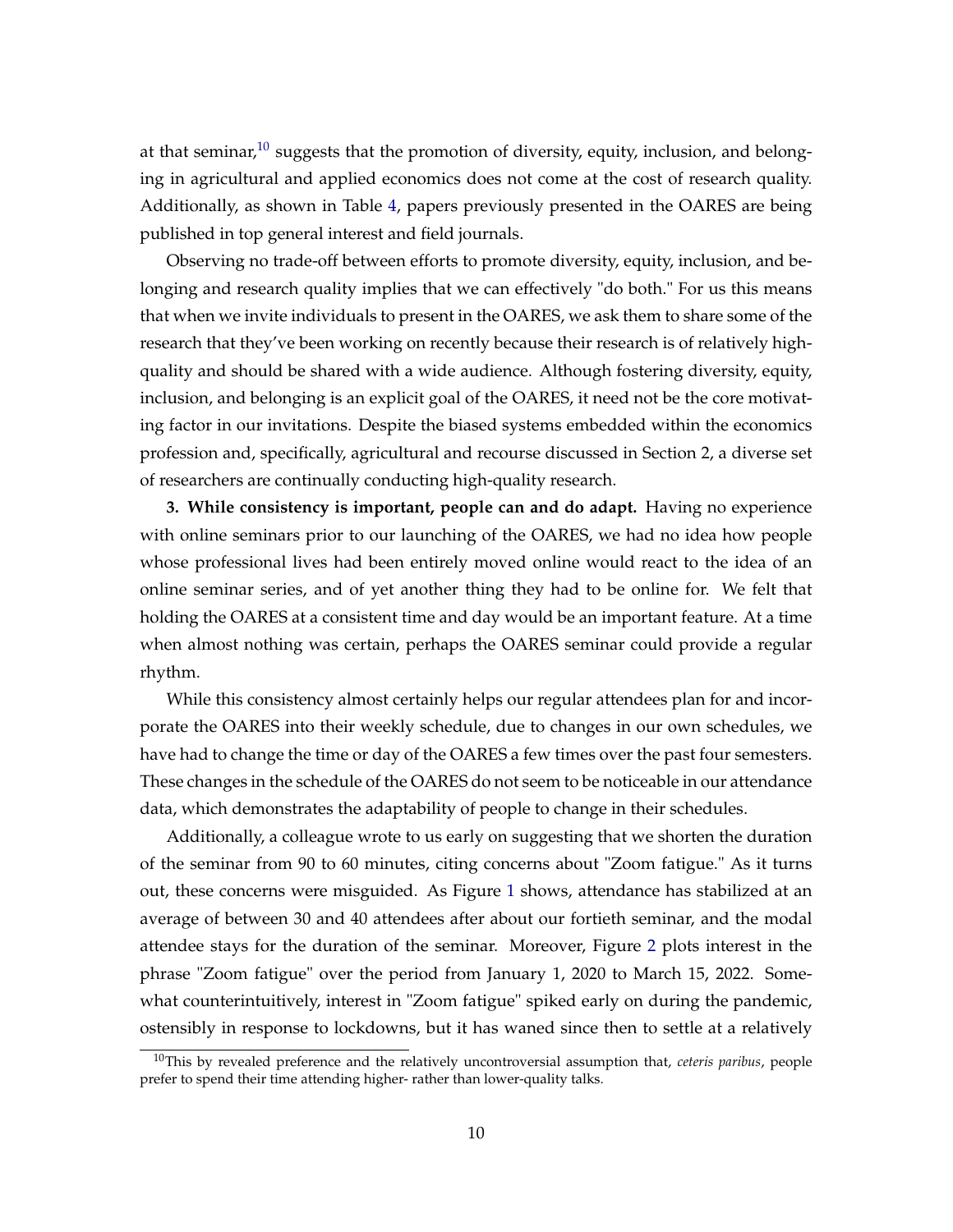at that seminar,[10] suggests that the promotion of diversity, equity, inclusion, and belonging in agricultural and applied economics does not come at the cost of research quality. Additionally, as shown in Table 4, papers previously presented in the OARES are being published in top general interest and field journals.

Observing no trade-off between efforts to promote diversity, equity, inclusion, and belonging and research quality implies that we can effectively "do both." For us this means that when we invite individuals to present in the OARES, we ask them to share some of the research that they've been working on recently because their research is of relatively high-quality and should be shared with a wide audience. Although fostering diversity, equity, inclusion, and belonging is an explicit goal of the OARES, it need not be the core motivating factor in our invitations. Despite the biased systems embedded within the economics profession and, specifically, agricultural and recourse discussed in Section 2, a diverse set of researchers are continually conducting high-quality research.

**3. While consistency is important, people can and do adapt.** Having no experience with online seminars prior to our launching of the OARES, we had no idea how people whose professional lives had been entirely moved online would react to the idea of an online seminar series, and of yet another thing they had to be online for. We felt that holding the OARES at a consistent time and day would be an important feature. At a time when almost nothing was certain, perhaps the OARES seminar could provide a regular rhythm.

While this consistency almost certainly helps our regular attendees plan for and incorporate the OARES into their weekly schedule, due to changes in our own schedules, we have had to change the time or day of the OARES a few times over the past four semesters. These changes in the schedule of the OARES do not seem to be noticeable in our attendance data, which demonstrates the adaptability of people to change in their schedules.

Additionally, a colleague wrote to us early on suggesting that we shorten the duration of the seminar from 90 to 60 minutes, citing concerns about "Zoom fatigue." As it turns out, these concerns were misguided. As Figure 1 shows, attendance has stabilized at an average of between 30 and 40 attendees after about our fortieth seminar, and the modal attendee stays for the duration of the seminar. Moreover, Figure 2 plots interest in the phrase "Zoom fatigue" over the period from January 1, 2020 to March 15, 2022. Somewhat counterintuitively, interest in "Zoom fatigue" spiked early on during the pandemic, ostensibly in response to lockdowns, but it has waned since then to settle at a relatively

[10] This by revealed preference and the relatively uncontroversial assumption that, *ceteris paribus*, people prefer to spend their time attending higher- rather than lower-quality talks.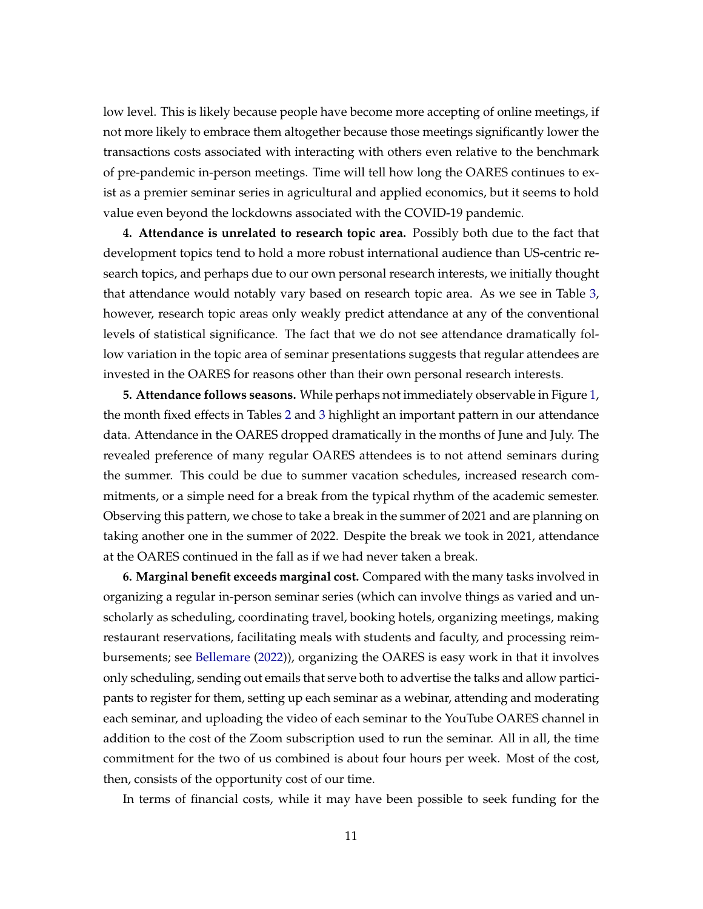low level. This is likely because people have become more accepting of online meetings, if not more likely to embrace them altogether because those meetings significantly lower the transactions costs associated with interacting with others even relative to the benchmark of pre-pandemic in-person meetings. Time will tell how long the OARES continues to exist as a premier seminar series in agricultural and applied economics, but it seems to hold value even beyond the lockdowns associated with the COVID-19 pandemic.

**4. Attendance is unrelated to research topic area.** Possibly both due to the fact that development topics tend to hold a more robust international audience than US-centric research topics, and perhaps due to our own personal research interests, we initially thought that attendance would notably vary based on research topic area. As we see in Table 3, however, research topic areas only weakly predict attendance at any of the conventional levels of statistical significance. The fact that we do not see attendance dramatically follow variation in the topic area of seminar presentations suggests that regular attendees are invested in the OARES for reasons other than their own personal research interests.

**5. Attendance follows seasons.** While perhaps not immediately observable in Figure 1, the month fixed effects in Tables 2 and 3 highlight an important pattern in our attendance data. Attendance in the OARES dropped dramatically in the months of June and July. The revealed preference of many regular OARES attendees is to not attend seminars during the summer. This could be due to summer vacation schedules, increased research commitments, or a simple need for a break from the typical rhythm of the academic semester. Observing this pattern, we chose to take a break in the summer of 2021 and are planning on taking another one in the summer of 2022. Despite the break we took in 2021, attendance at the OARES continued in the fall as if we had never taken a break.

**6. Marginal benefit exceeds marginal cost.** Compared with the many tasks involved in organizing a regular in-person seminar series (which can involve things as varied and unscholarly as scheduling, coordinating travel, booking hotels, organizing meetings, making restaurant reservations, facilitating meals with students and faculty, and processing reimbursements; see Bellemare (2022)), organizing the OARES is easy work in that it involves only scheduling, sending out emails that serve both to advertise the talks and allow participants to register for them, setting up each seminar as a webinar, attending and moderating each seminar, and uploading the video of each seminar to the YouTube OARES channel in addition to the cost of the Zoom subscription used to run the seminar. All in all, the time commitment for the two of us combined is about four hours per week. Most of the cost, then, consists of the opportunity cost of our time.

In terms of financial costs, while it may have been possible to seek funding for the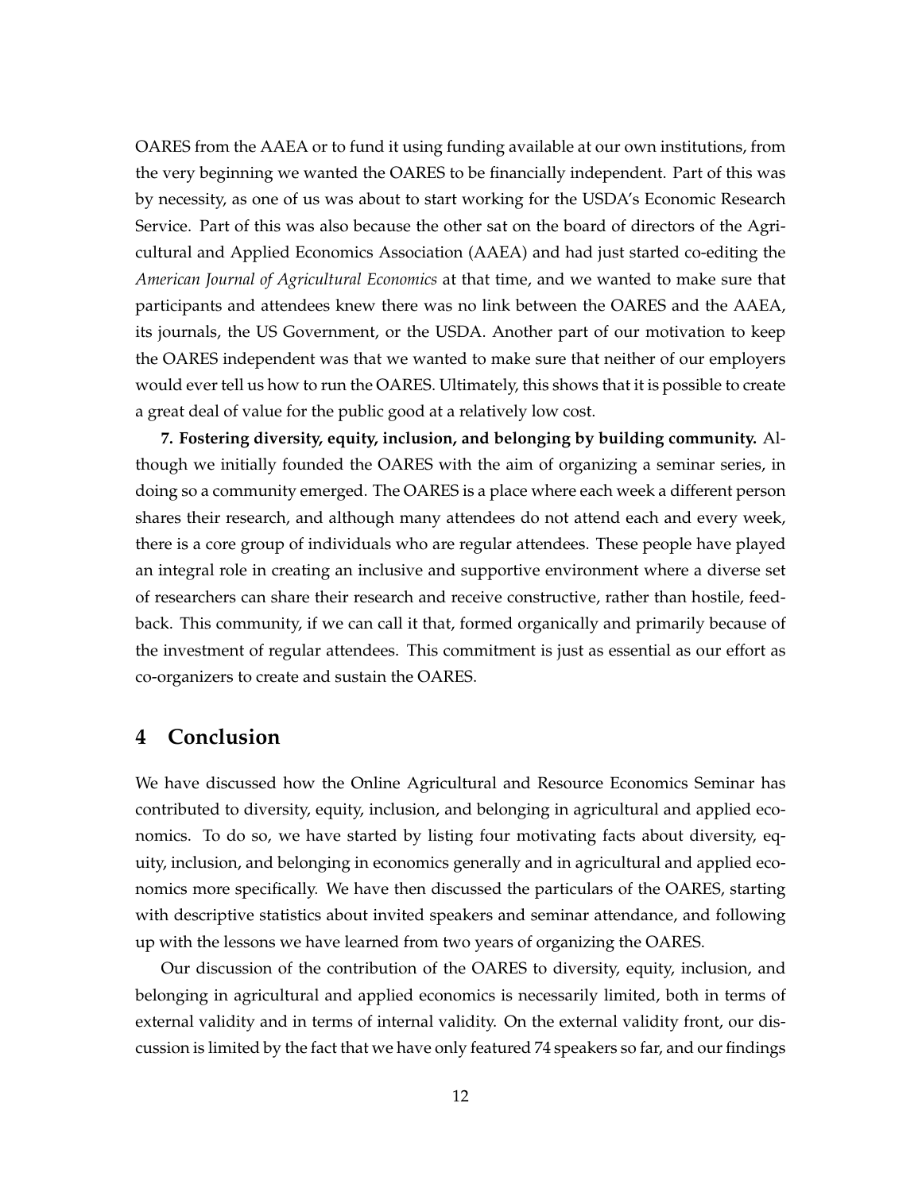OARES from the AAEA or to fund it using funding available at our own institutions, from the very beginning we wanted the OARES to be financially independent. Part of this was by necessity, as one of us was about to start working for the USDA's Economic Research Service. Part of this was also because the other sat on the board of directors of the Agricultural and Applied Economics Association (AAEA) and had just started co-editing the *American Journal of Agricultural Economics* at that time, and we wanted to make sure that participants and attendees knew there was no link between the OARES and the AAEA, its journals, the US Government, or the USDA. Another part of our motivation to keep the OARES independent was that we wanted to make sure that neither of our employers would ever tell us how to run the OARES. Ultimately, this shows that it is possible to create a great deal of value for the public good at a relatively low cost.

**7. Fostering diversity, equity, inclusion, and belonging by building community.** Although we initially founded the OARES with the aim of organizing a seminar series, in doing so a community emerged. The OARES is a place where each week a different person shares their research, and although many attendees do not attend each and every week, there is a core group of individuals who are regular attendees. These people have played an integral role in creating an inclusive and supportive environment where a diverse set of researchers can share their research and receive constructive, rather than hostile, feedback. This community, if we can call it that, formed organically and primarily because of the investment of regular attendees. This commitment is just as essential as our effort as co-organizers to create and sustain the OARES.

## 4 Conclusion

We have discussed how the Online Agricultural and Resource Economics Seminar has contributed to diversity, equity, inclusion, and belonging in agricultural and applied economics. To do so, we have started by listing four motivating facts about diversity, equity, inclusion, and belonging in economics generally and in agricultural and applied economics more specifically. We have then discussed the particulars of the OARES, starting with descriptive statistics about invited speakers and seminar attendance, and following up with the lessons we have learned from two years of organizing the OARES.

Our discussion of the contribution of the OARES to diversity, equity, inclusion, and belonging in agricultural and applied economics is necessarily limited, both in terms of external validity and in terms of internal validity. On the external validity front, our discussion is limited by the fact that we have only featured 74 speakers so far, and our findings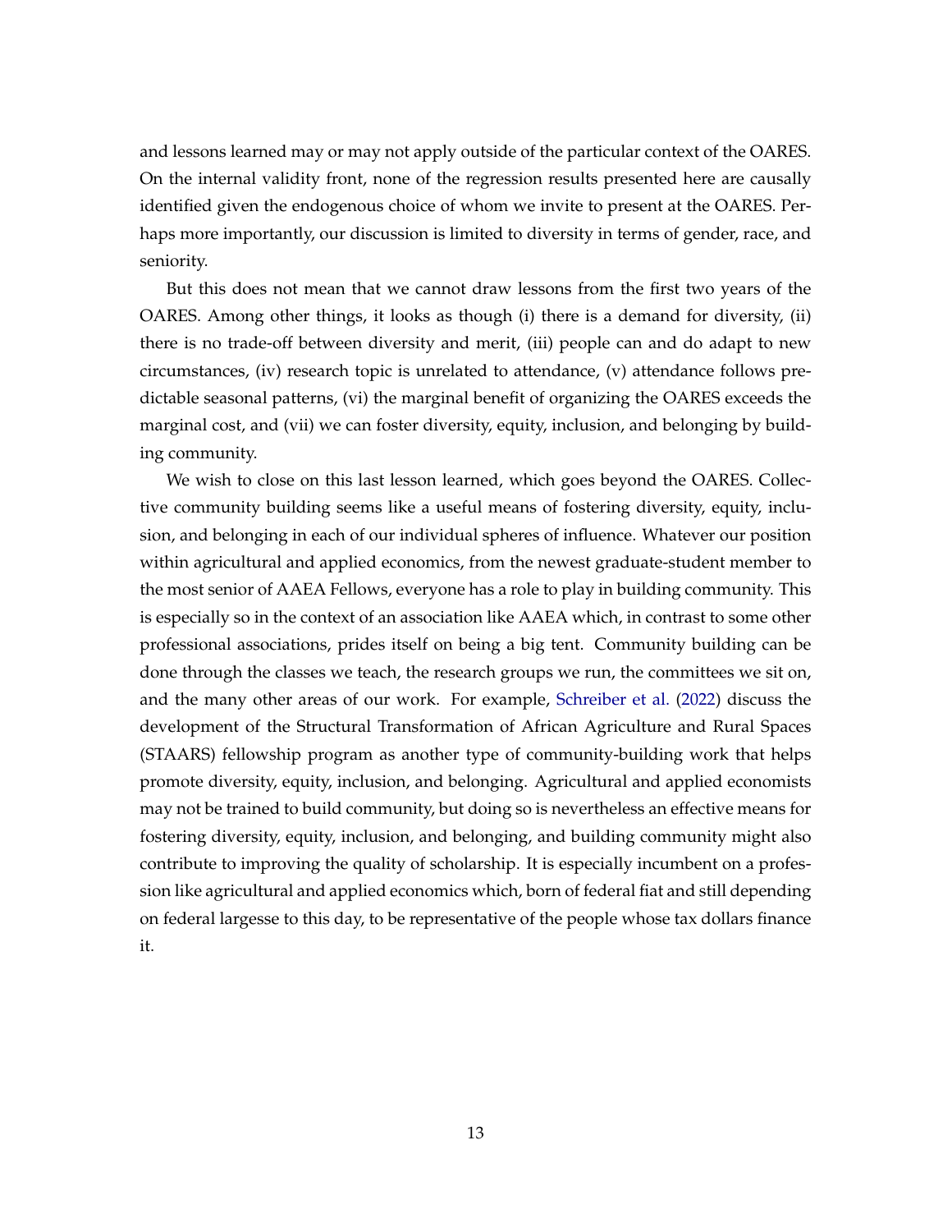and lessons learned may or may not apply outside of the particular context of the OARES. On the internal validity front, none of the regression results presented here are causally identified given the endogenous choice of whom we invite to present at the OARES. Perhaps more importantly, our discussion is limited to diversity in terms of gender, race, and seniority.

But this does not mean that we cannot draw lessons from the first two years of the OARES. Among other things, it looks as though (i) there is a demand for diversity, (ii) there is no trade-off between diversity and merit, (iii) people can and do adapt to new circumstances, (iv) research topic is unrelated to attendance, (v) attendance follows predictable seasonal patterns, (vi) the marginal benefit of organizing the OARES exceeds the marginal cost, and (vii) we can foster diversity, equity, inclusion, and belonging by building community.

We wish to close on this last lesson learned, which goes beyond the OARES. Collective community building seems like a useful means of fostering diversity, equity, inclusion, and belonging in each of our individual spheres of influence. Whatever our position within agricultural and applied economics, from the newest graduate-student member to the most senior of AAEA Fellows, everyone has a role to play in building community. This is especially so in the context of an association like AAEA which, in contrast to some other professional associations, prides itself on being a big tent. Community building can be done through the classes we teach, the research groups we run, the committees we sit on, and the many other areas of our work. For example, Schreiber et al. (2022) discuss the development of the Structural Transformation of African Agriculture and Rural Spaces (STAARS) fellowship program as another type of community-building work that helps promote diversity, equity, inclusion, and belonging. Agricultural and applied economists may not be trained to build community, but doing so is nevertheless an effective means for fostering diversity, equity, inclusion, and belonging, and building community might also contribute to improving the quality of scholarship. It is especially incumbent on a profession like agricultural and applied economics which, born of federal fiat and still depending on federal largesse to this day, to be representative of the people whose tax dollars finance it.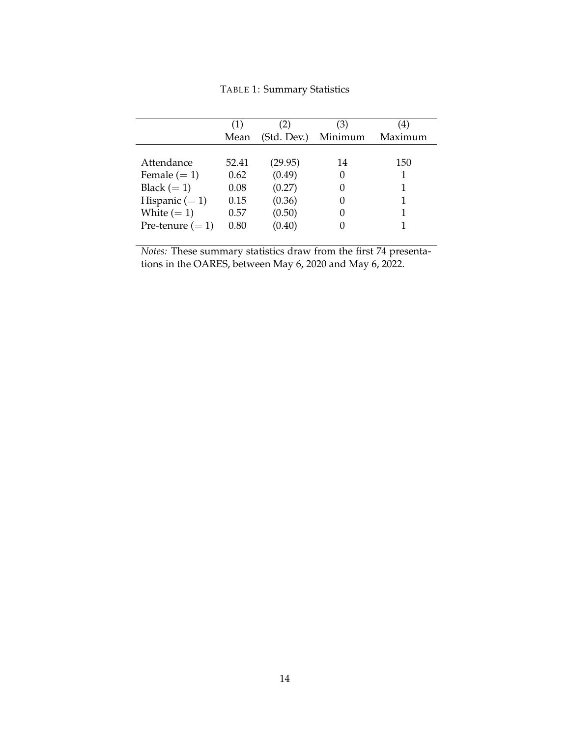TABLE 1: Summary Statistics

| | (1) Mean | (2) (Std. Dev.) | (3) Minimum | (4) Maximum |
|---|---|---|---|---|
| Attendance | 52.41 | (29.95) | 14 | 150 |
| Female $(= 1)$ | 0.62 | (0.49) | 0 | 1 |
| Black $(= 1)$ | 0.08 | (0.27) | 0 | 1 |
| Hispanic $(= 1)$ | 0.15 | (0.36) | 0 | 1 |
| White $(= 1)$ | 0.57 | (0.50) | 0 | 1 |
| Pre-tenure $(= 1)$ | 0.80 | (0.40) | 0 | 1 |

*Notes:* These summary statistics draw from the first 74 presentations in the OARES, between May 6, 2020 and May 6, 2022.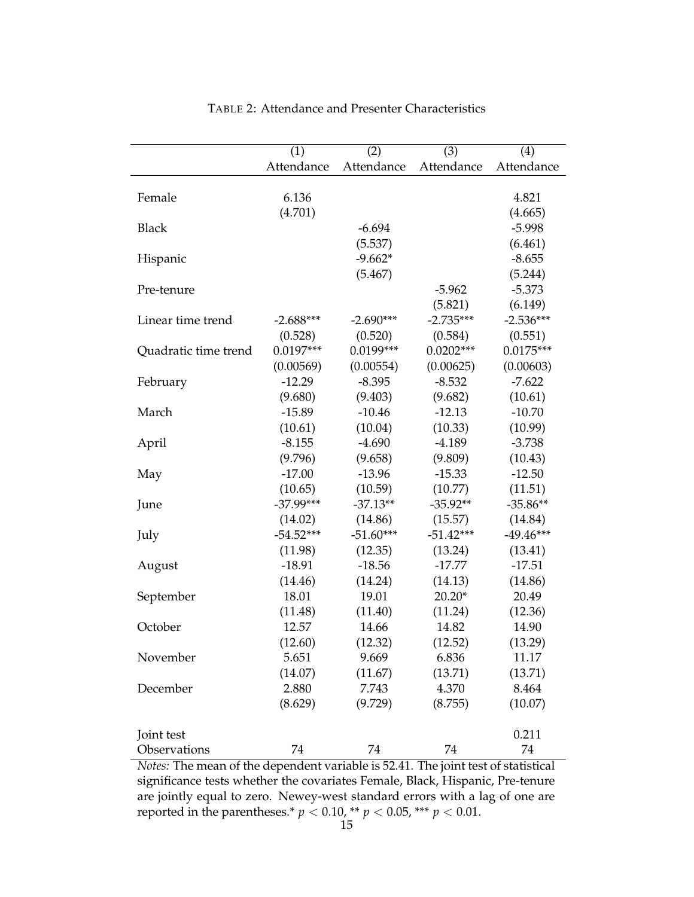TABLE 2: Attendance and Presenter Characteristics

| | (1) | (2) | (3) | (4) |
|---|---|---|---|---|
| | Attendance | Attendance | Attendance | Attendance |
| Female | 6.136 | | | 4.821 |
| | (4.701) | | | (4.665) |
| Black | | -6.694 | | -5.998 |
| | | (5.537) | | (6.461) |
| Hispanic | | -9.662* | | -8.655 |
| | | (5.467) | | (5.244) |
| Pre-tenure | | | -5.962 | -5.373 |
| | | | (5.821) | (6.149) |
| Linear time trend | -2.688*** | -2.690*** | -2.735*** | -2.536*** |
| | (0.528) | (0.520) | (0.584) | (0.551) |
| Quadratic time trend | 0.0197*** | 0.0199*** | 0.0202*** | 0.0175*** |
| | (0.00569) | (0.00554) | (0.00625) | (0.00603) |
| February | -12.29 | -8.395 | -8.532 | -7.622 |
| | (9.680) | (9.403) | (9.682) | (10.61) |
| March | -15.89 | -10.46 | -12.13 | -10.70 |
| | (10.61) | (10.04) | (10.33) | (10.99) |
| April | -8.155 | -4.690 | -4.189 | -3.738 |
| | (9.796) | (9.658) | (9.809) | (10.43) |
| May | -17.00 | -13.96 | -15.33 | -12.50 |
| | (10.65) | (10.59) | (10.77) | (11.51) |
| June | -37.99*** | -37.13** | -35.92** | -35.86** |
| | (14.02) | (14.86) | (15.57) | (14.84) |
| July | -54.52*** | -51.60*** | -51.42*** | -49.46*** |
| | (11.98) | (12.35) | (13.24) | (13.41) |
| August | -18.91 | -18.56 | -17.77 | -17.51 |
| | (14.46) | (14.24) | (14.13) | (14.86) |
| September | 18.01 | 19.01 | 20.20* | 20.49 |
| | (11.48) | (11.40) | (11.24) | (12.36) |
| October | 12.57 | 14.66 | 14.82 | 14.90 |
| | (12.60) | (12.32) | (12.52) | (13.29) |
| November | 5.651 | 9.669 | 6.836 | 11.17 |
| | (14.07) | (11.67) | (13.71) | (13.71) |
| December | 2.880 | 7.743 | 4.370 | 8.464 |
| | (8.629) | (9.729) | (8.755) | (10.07) |
| Joint test | | | | 0.211 |
| Observations | 74 | 74 | 74 | 74 |

*Notes:* The mean of the dependent variable is 52.41. The joint test of statistical significance tests whether the covariates Female, Black, Hispanic, Pre-tenure are jointly equal to zero. Newey-west standard errors with a lag of one are reported in the parentheses.* $p < 0.10$, ** $p < 0.05$, *** $p < 0.01$.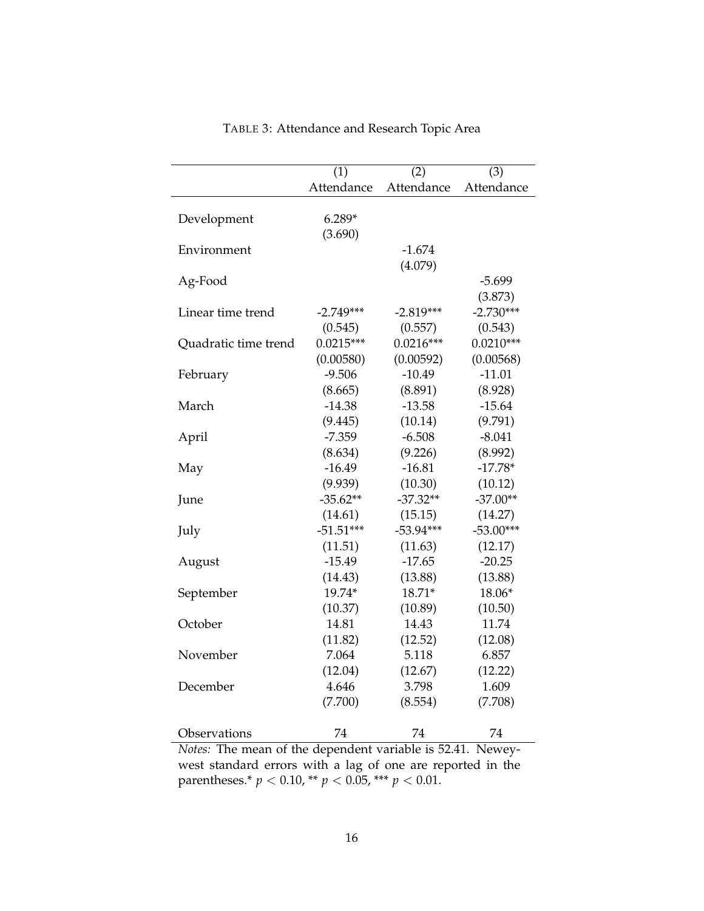TABLE 3: Attendance and Research Topic Area

| | (1) | (2) | (3) |
|---|---|---|---|
| | Attendance | Attendance | Attendance |
| Development | 6.289* | | |
| | (3.690) | | |
| Environment | | -1.674 | |
| | | (4.079) | |
| Ag-Food | | | -5.699 |
| | | | (3.873) |
| Linear time trend | -2.749*** | -2.819*** | -2.730*** |
| | (0.545) | (0.557) | (0.543) |
| Quadratic time trend | 0.0215*** | 0.0216*** | 0.0210*** |
| | (0.00580) | (0.00592) | (0.00568) |
| February | -9.506 | -10.49 | -11.01 |
| | (8.665) | (8.891) | (8.928) |
| March | -14.38 | -13.58 | -15.64 |
| | (9.445) | (10.14) | (9.791) |
| April | -7.359 | -6.508 | -8.041 |
| | (8.634) | (9.226) | (8.992) |
| May | -16.49 | -16.81 | -17.78* |
| | (9.939) | (10.30) | (10.12) |
| June | -35.62** | -37.32** | -37.00** |
| | (14.61) | (15.15) | (14.27) |
| July | -51.51*** | -53.94*** | -53.00*** |
| | (11.51) | (11.63) | (12.17) |
| August | -15.49 | -17.65 | -20.25 |
| | (14.43) | (13.88) | (13.88) |
| September | 19.74* | 18.71* | 18.06* |
| | (10.37) | (10.89) | (10.50) |
| October | 14.81 | 14.43 | 11.74 |
| | (11.82) | (12.52) | (12.08) |
| November | 7.064 | 5.118 | 6.857 |
| | (12.04) | (12.67) | (12.22) |
| December | 4.646 | 3.798 | 1.609 |
| | (7.700) | (8.554) | (7.708) |
| Observations | 74 | 74 | 74 |

*Notes:* The mean of the dependent variable is 52.41. Newey-west standard errors with a lag of one are reported in the parentheses.* $p < 0.10$, ** $p < 0.05$, *** $p < 0.01$.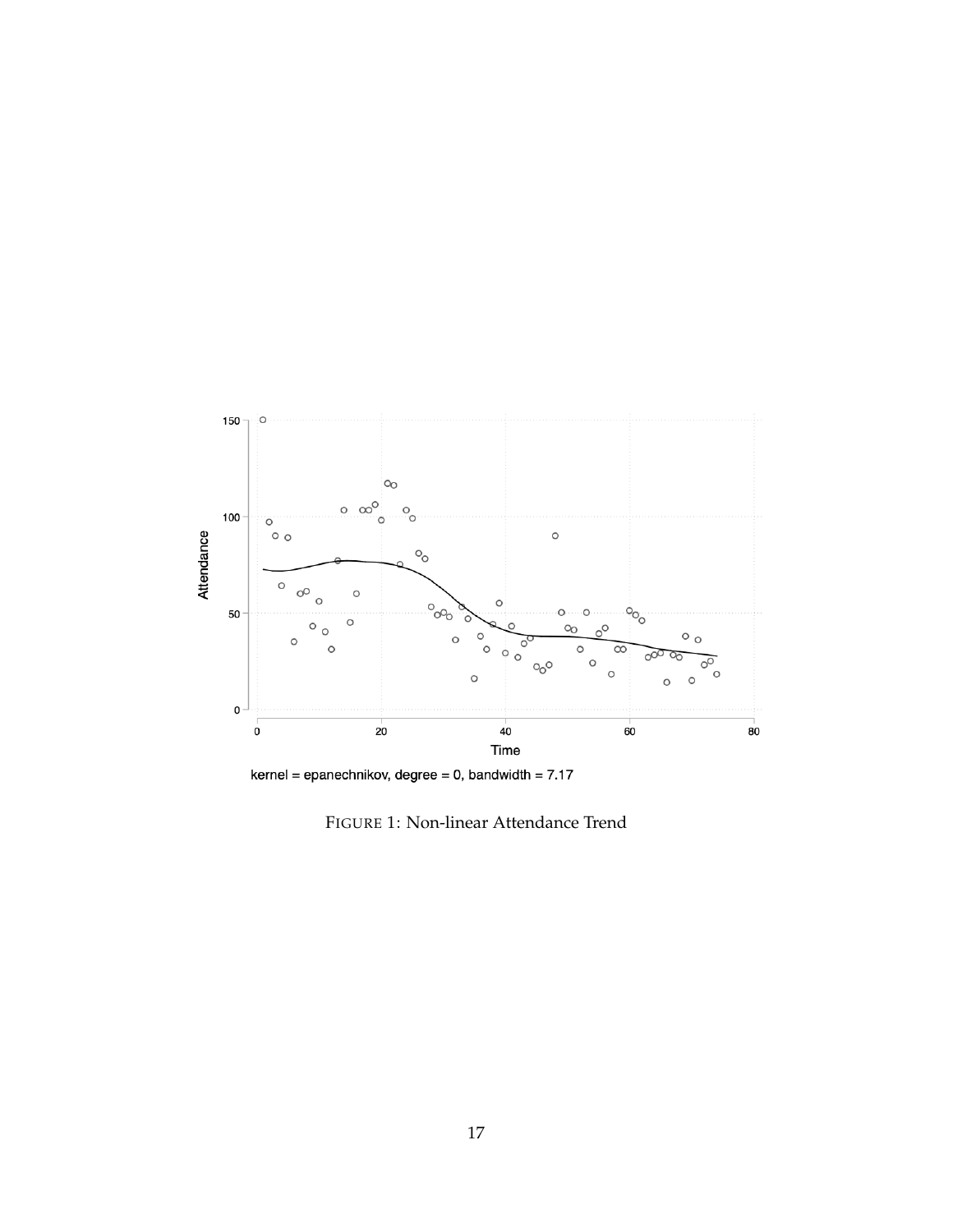FIGURE 1: Non-linear Attendance Trend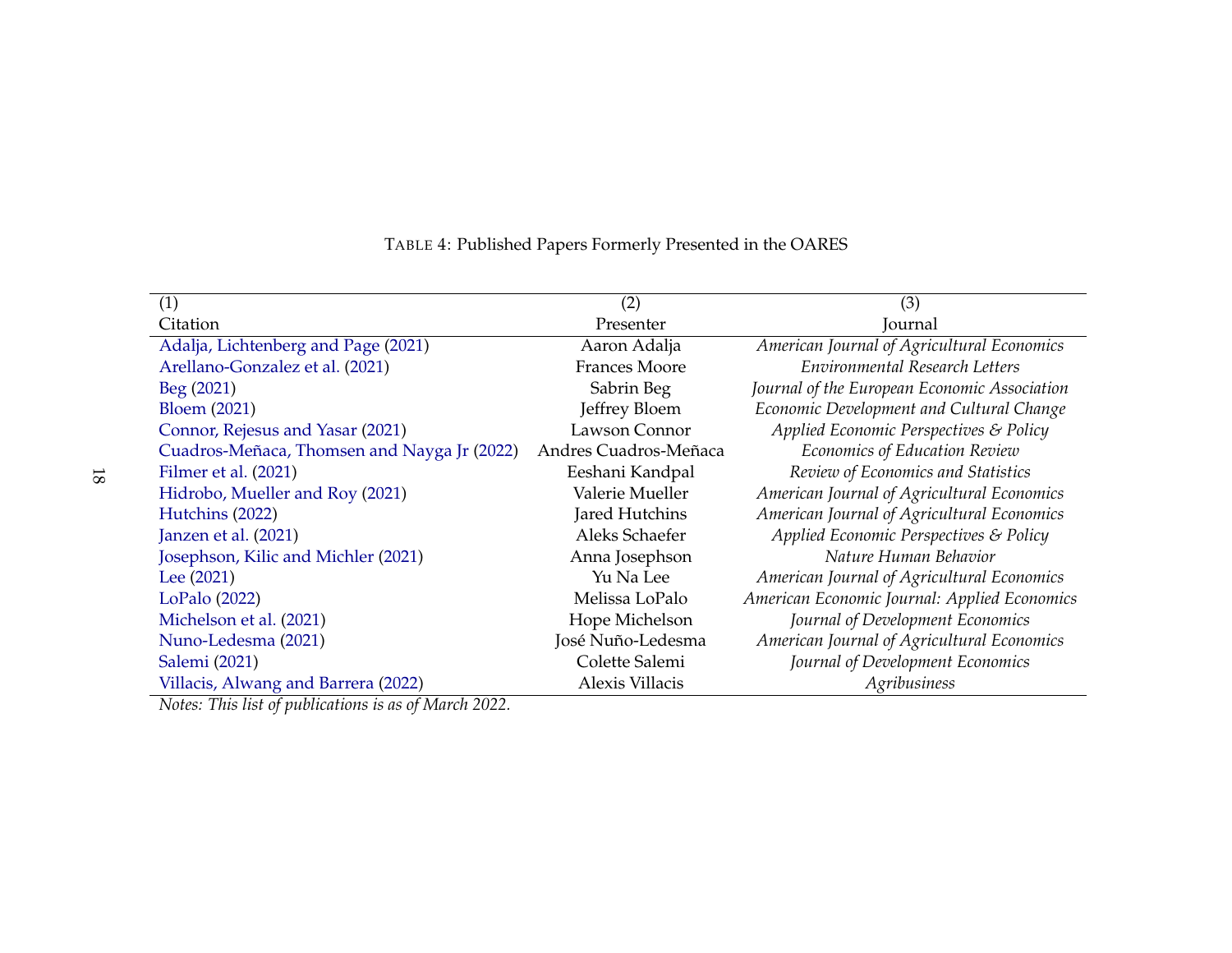TABLE 4: Published Papers Formerly Presented in the OARES

| (1) Citation | (2) Presenter | (3) Journal |
|---|---|---|
| Adalja, Lichtenberg and Page (2021) | Aaron Adalja | *American Journal of Agricultural Economics* |
| Arellano-Gonzalez et al. (2021) | Frances Moore | *Environmental Research Letters* |
| Beg (2021) | Sabrin Beg | *Journal of the European Economic Association* |
| Bloem (2021) | Jeffrey Bloem | *Economic Development and Cultural Change* |
| Connor, Rejesus and Yasar (2021) | Lawson Connor | *Applied Economic Perspectives & Policy* |
| Cuadros-Meñaca, Thomsen and Nayga Jr (2022) | Andres Cuadros-Meñaca | *Economics of Education Review* |
| Filmer et al. (2021) | Eeshani Kandpal | *Review of Economics and Statistics* |
| Hidrobo, Mueller and Roy (2021) | Valerie Mueller | *American Journal of Agricultural Economics* |
| Hutchins (2022) | Jared Hutchins | *American Journal of Agricultural Economics* |
| Janzen et al. (2021) | Aleks Schaefer | *Applied Economic Perspectives & Policy* |
| Josephson, Kilic and Michler (2021) | Anna Josephson | *Nature Human Behavior* |
| Lee (2021) | Yu Na Lee | *American Journal of Agricultural Economics* |
| LoPalo (2022) | Melissa LoPalo | *American Economic Journal: Applied Economics* |
| Michelson et al. (2021) | Hope Michelson | *Journal of Development Economics* |
| Nuno-Ledesma (2021) | José Nuño-Ledesma | *American Journal of Agricultural Economics* |
| Salemi (2021) | Colette Salemi | *Journal of Development Economics* |
| Villacis, Alwang and Barrera (2022) | Alexis Villacis | *Agribusiness* |

*Notes: This list of publications is as of March 2022.*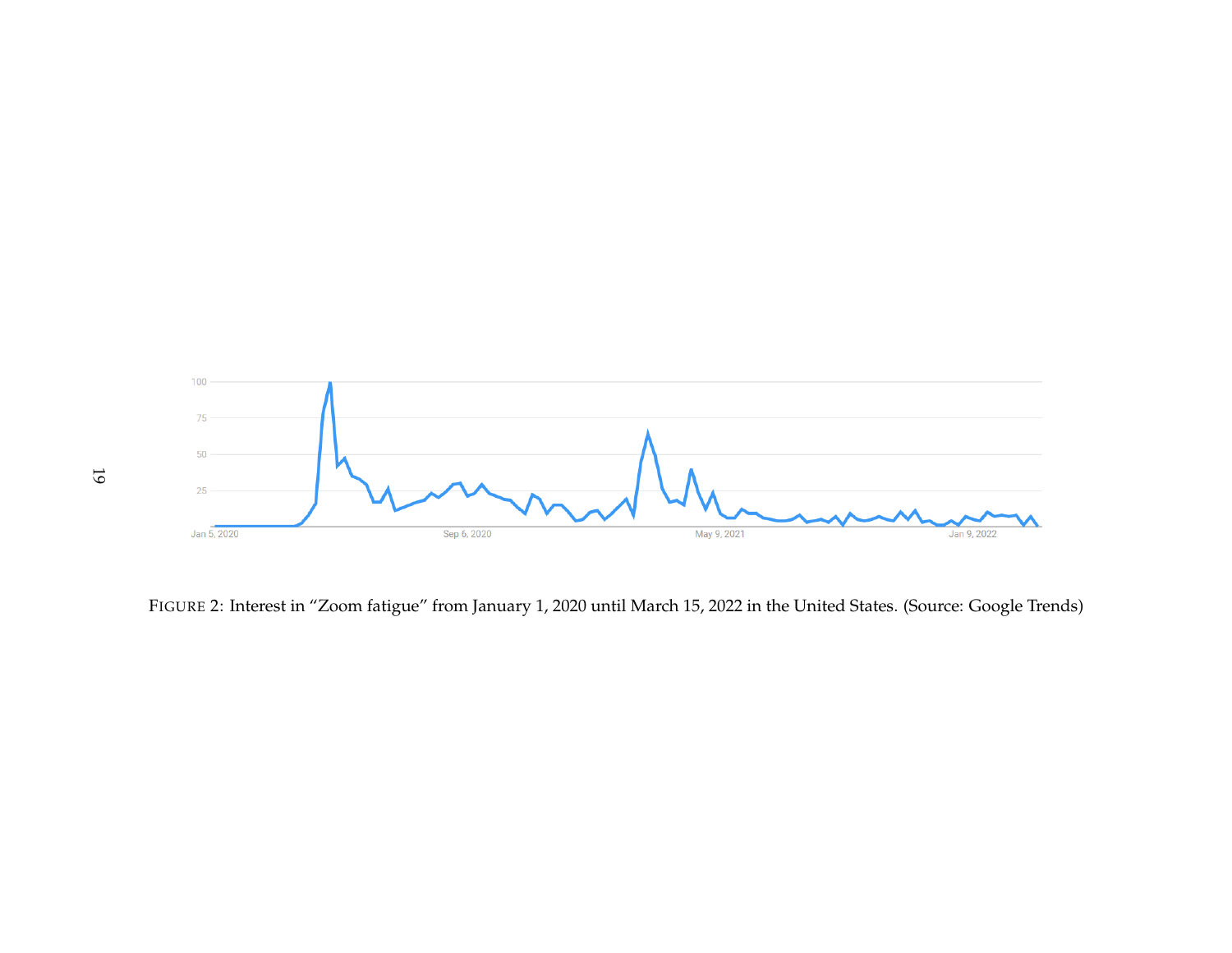FIGURE 2: Interest in "Zoom fatigue" from January 1, 2020 until March 15, 2022 in the United States. (Source: Google Trends)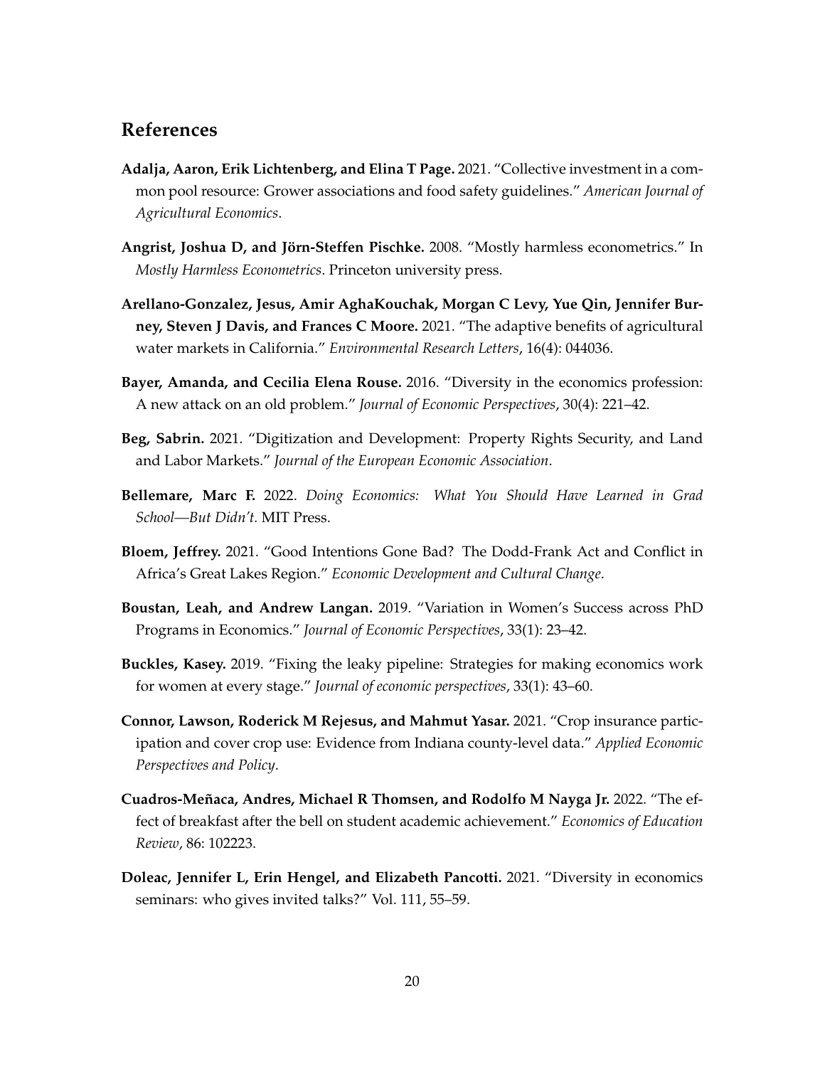## References

**Adalja, Aaron, Erik Lichtenberg, and Elina T Page.** 2021. "Collective investment in a common pool resource: Grower associations and food safety guidelines." *American Journal of Agricultural Economics*.

**Angrist, Joshua D, and Jörn-Steffen Pischke.** 2008. "Mostly harmless econometrics." In *Mostly Harmless Econometrics*. Princeton university press.

**Arellano-Gonzalez, Jesus, Amir AghaKouchak, Morgan C Levy, Yue Qin, Jennifer Burney, Steven J Davis, and Frances C Moore.** 2021. "The adaptive benefits of agricultural water markets in California." *Environmental Research Letters*, 16(4): 044036.

**Bayer, Amanda, and Cecilia Elena Rouse.** 2016. "Diversity in the economics profession: A new attack on an old problem." *Journal of Economic Perspectives*, 30(4): 221–42.

**Beg, Sabrin.** 2021. "Digitization and Development: Property Rights Security, and Land and Labor Markets." *Journal of the European Economic Association*.

**Bellemare, Marc F.** 2022. *Doing Economics: What You Should Have Learned in Grad School—But Didn't.* MIT Press.

**Bloem, Jeffrey.** 2021. "Good Intentions Gone Bad? The Dodd-Frank Act and Conflict in Africa's Great Lakes Region." *Economic Development and Cultural Change*.

**Boustan, Leah, and Andrew Langan.** 2019. "Variation in Women's Success across PhD Programs in Economics." *Journal of Economic Perspectives*, 33(1): 23–42.

**Buckles, Kasey.** 2019. "Fixing the leaky pipeline: Strategies for making economics work for women at every stage." *Journal of economic perspectives*, 33(1): 43–60.

**Connor, Lawson, Roderick M Rejesus, and Mahmut Yasar.** 2021. "Crop insurance participation and cover crop use: Evidence from Indiana county-level data." *Applied Economic Perspectives and Policy*.

**Cuadros-Meñaca, Andres, Michael R Thomsen, and Rodolfo M Nayga Jr.** 2022. "The effect of breakfast after the bell on student academic achievement." *Economics of Education Review*, 86: 102223.

**Doleac, Jennifer L, Erin Hengel, and Elizabeth Pancotti.** 2021. "Diversity in economics seminars: who gives invited talks?" Vol. 111, 55–59.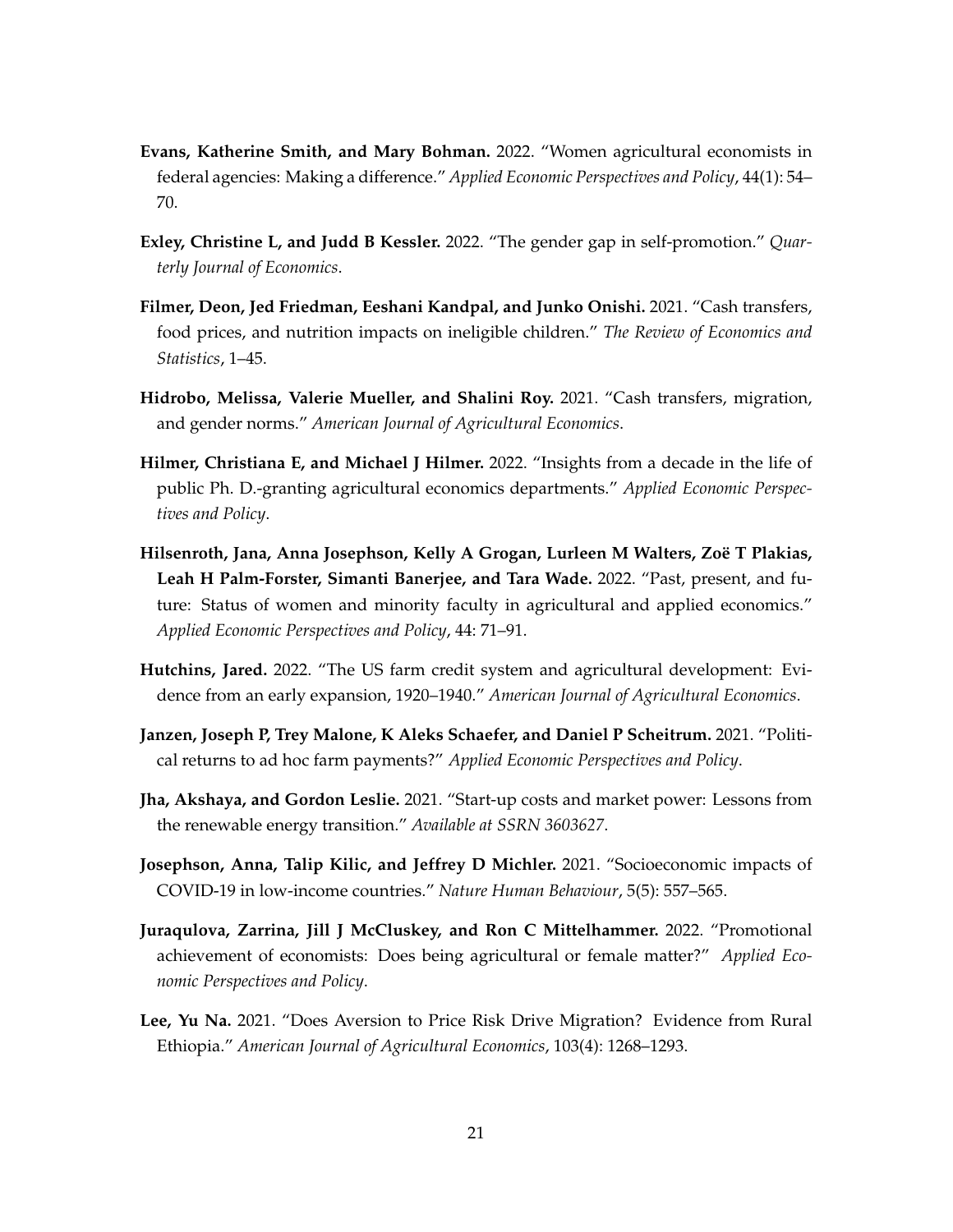**Evans, Katherine Smith, and Mary Bohman.** 2022. "Women agricultural economists in federal agencies: Making a difference." *Applied Economic Perspectives and Policy*, 44(1): 54–70.

**Exley, Christine L, and Judd B Kessler.** 2022. "The gender gap in self-promotion." *Quarterly Journal of Economics*.

**Filmer, Deon, Jed Friedman, Eeshani Kandpal, and Junko Onishi.** 2021. "Cash transfers, food prices, and nutrition impacts on ineligible children." *The Review of Economics and Statistics*, 1–45.

**Hidrobo, Melissa, Valerie Mueller, and Shalini Roy.** 2021. "Cash transfers, migration, and gender norms." *American Journal of Agricultural Economics*.

**Hilmer, Christiana E, and Michael J Hilmer.** 2022. "Insights from a decade in the life of public Ph. D.-granting agricultural economics departments." *Applied Economic Perspectives and Policy*.

**Hilsenroth, Jana, Anna Josephson, Kelly A Grogan, Lurleen M Walters, Zoë T Plakias, Leah H Palm-Forster, Simanti Banerjee, and Tara Wade.** 2022. "Past, present, and future: Status of women and minority faculty in agricultural and applied economics." *Applied Economic Perspectives and Policy*, 44: 71–91.

**Hutchins, Jared.** 2022. "The US farm credit system and agricultural development: Evidence from an early expansion, 1920–1940." *American Journal of Agricultural Economics*.

**Janzen, Joseph P, Trey Malone, K Aleks Schaefer, and Daniel P Scheitrum.** 2021. "Political returns to ad hoc farm payments?" *Applied Economic Perspectives and Policy*.

**Jha, Akshaya, and Gordon Leslie.** 2021. "Start-up costs and market power: Lessons from the renewable energy transition." *Available at SSRN 3603627*.

**Josephson, Anna, Talip Kilic, and Jeffrey D Michler.** 2021. "Socioeconomic impacts of COVID-19 in low-income countries." *Nature Human Behaviour*, 5(5): 557–565.

**Juraqulova, Zarrina, Jill J McCluskey, and Ron C Mittelhammer.** 2022. "Promotional achievement of economists: Does being agricultural or female matter?" *Applied Economic Perspectives and Policy*.

**Lee, Yu Na.** 2021. "Does Aversion to Price Risk Drive Migration? Evidence from Rural Ethiopia." *American Journal of Agricultural Economics*, 103(4): 1268–1293.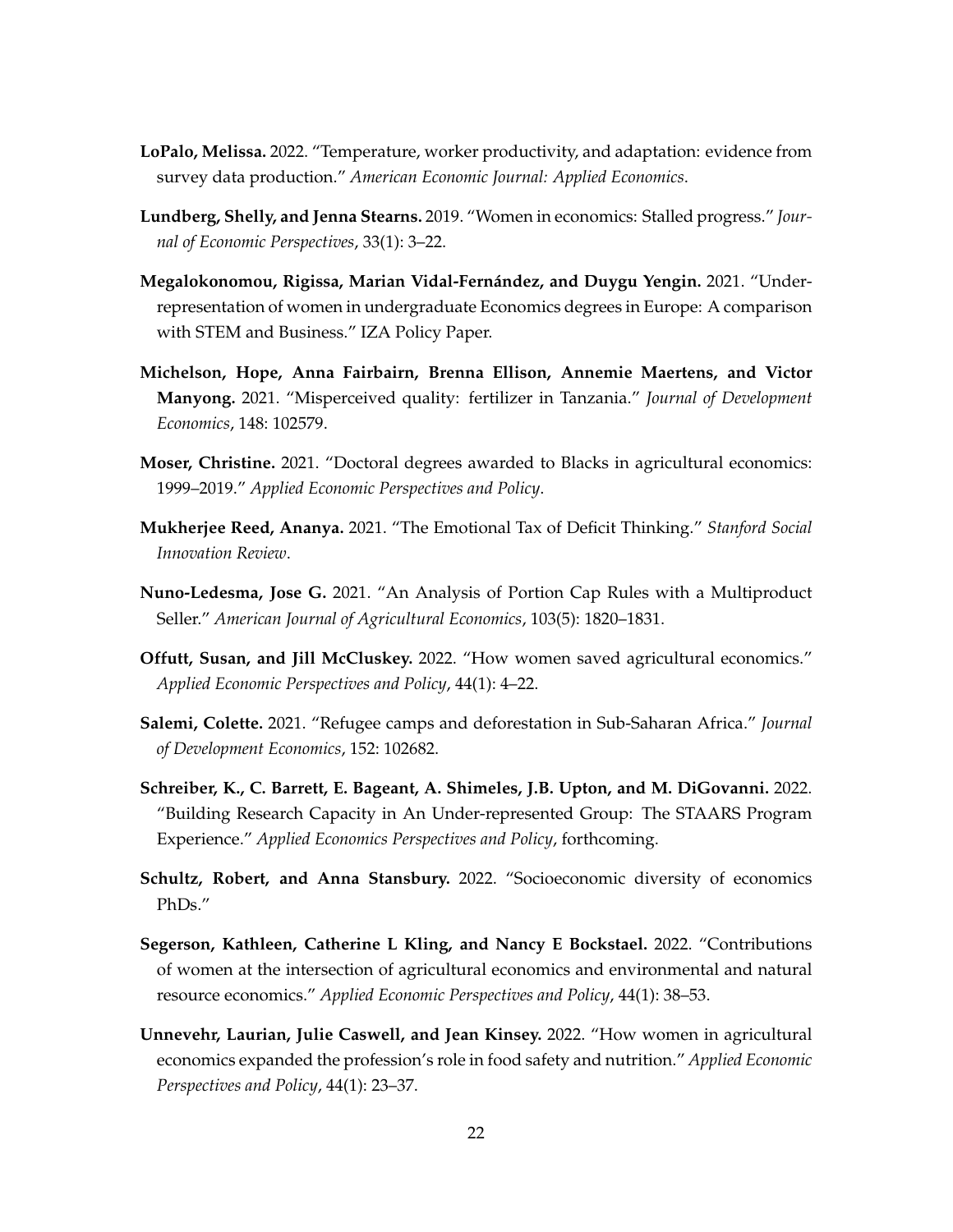**LoPalo, Melissa.** 2022. "Temperature, worker productivity, and adaptation: evidence from survey data production." *American Economic Journal: Applied Economics*.

**Lundberg, Shelly, and Jenna Stearns.** 2019. "Women in economics: Stalled progress." *Journal of Economic Perspectives*, 33(1): 3–22.

**Megalokonomou, Rigissa, Marian Vidal-Fernández, and Duygu Yengin.** 2021. "Underrepresentation of women in undergraduate Economics degrees in Europe: A comparison with STEM and Business." IZA Policy Paper.

**Michelson, Hope, Anna Fairbairn, Brenna Ellison, Annemie Maertens, and Victor Manyong.** 2021. "Misperceived quality: fertilizer in Tanzania." *Journal of Development Economics*, 148: 102579.

**Moser, Christine.** 2021. "Doctoral degrees awarded to Blacks in agricultural economics: 1999–2019." *Applied Economic Perspectives and Policy*.

**Mukherjee Reed, Ananya.** 2021. "The Emotional Tax of Deficit Thinking." *Stanford Social Innovation Review*.

**Nuno-Ledesma, Jose G.** 2021. "An Analysis of Portion Cap Rules with a Multiproduct Seller." *American Journal of Agricultural Economics*, 103(5): 1820–1831.

**Offutt, Susan, and Jill McCluskey.** 2022. "How women saved agricultural economics." *Applied Economic Perspectives and Policy*, 44(1): 4–22.

**Salemi, Colette.** 2021. "Refugee camps and deforestation in Sub-Saharan Africa." *Journal of Development Economics*, 152: 102682.

**Schreiber, K., C. Barrett, E. Bageant, A. Shimeles, J.B. Upton, and M. DiGovanni.** 2022. "Building Research Capacity In An Under-represented Group: The STAARS Program Experience." *Applied Economics Perspectives and Policy*, forthcoming.

**Schultz, Robert, and Anna Stansbury.** 2022. "Socioeconomic diversity of economics PhDs."

**Segerson, Kathleen, Catherine L Kling, and Nancy E Bockstael.** 2022. "Contributions of women at the intersection of agricultural economics and environmental and natural resource economics." *Applied Economic Perspectives and Policy*, 44(1): 38–53.

**Unnevehr, Laurian, Julie Caswell, and Jean Kinsey.** 2022. "How women in agricultural economics expanded the profession's role in food safety and nutrition." *Applied Economic Perspectives and Policy*, 44(1): 23–37.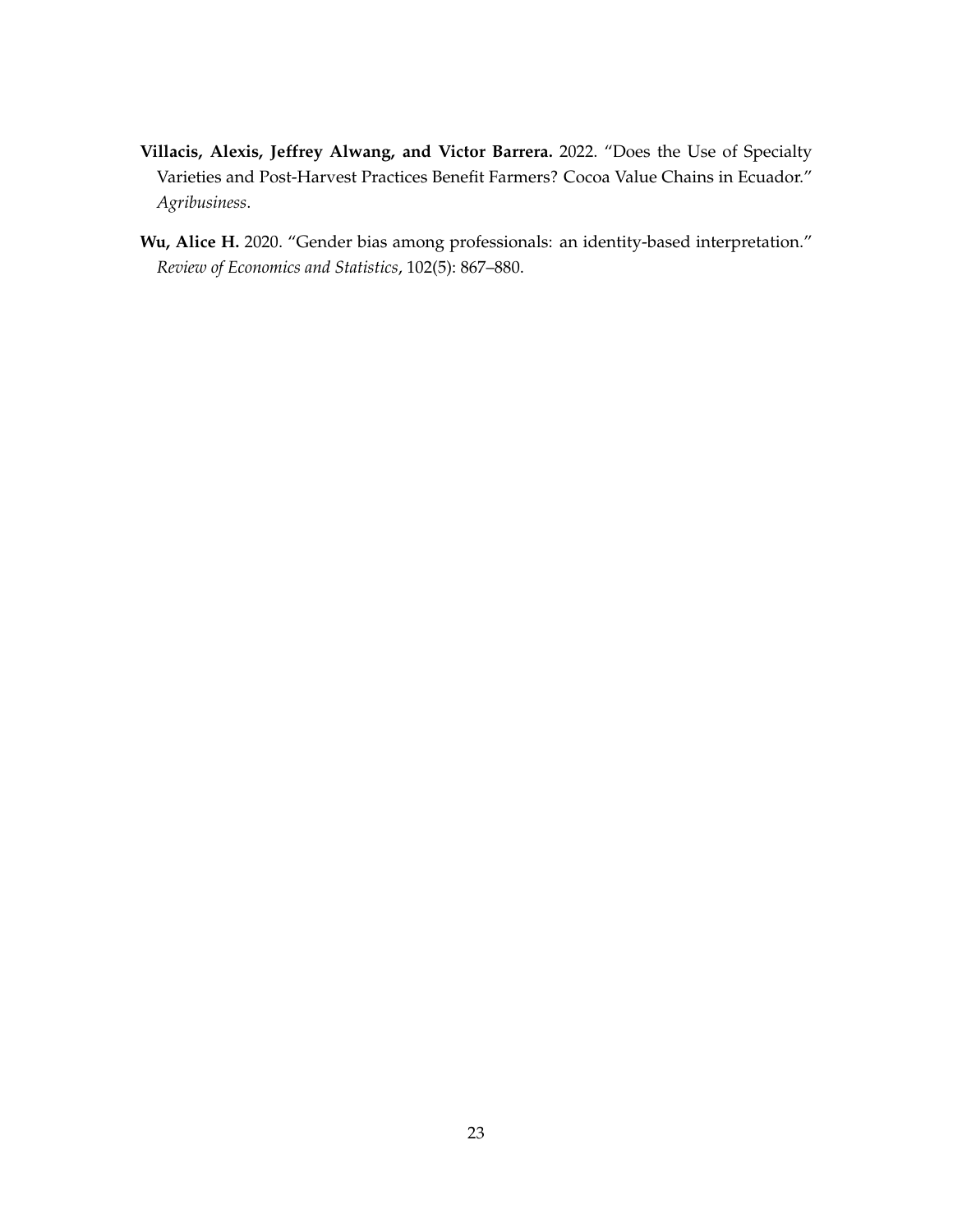**Villacis, Alexis, Jeffrey Alwang, and Victor Barrera.** 2022. "Does the Use of Specialty Varieties and Post-Harvest Practices Benefit Farmers? Cocoa Value Chains in Ecuador." *Agribusiness*.

**Wu, Alice H.** 2020. "Gender bias among professionals: an identity-based interpretation." *Review of Economics and Statistics*, 102(5): 867–880.